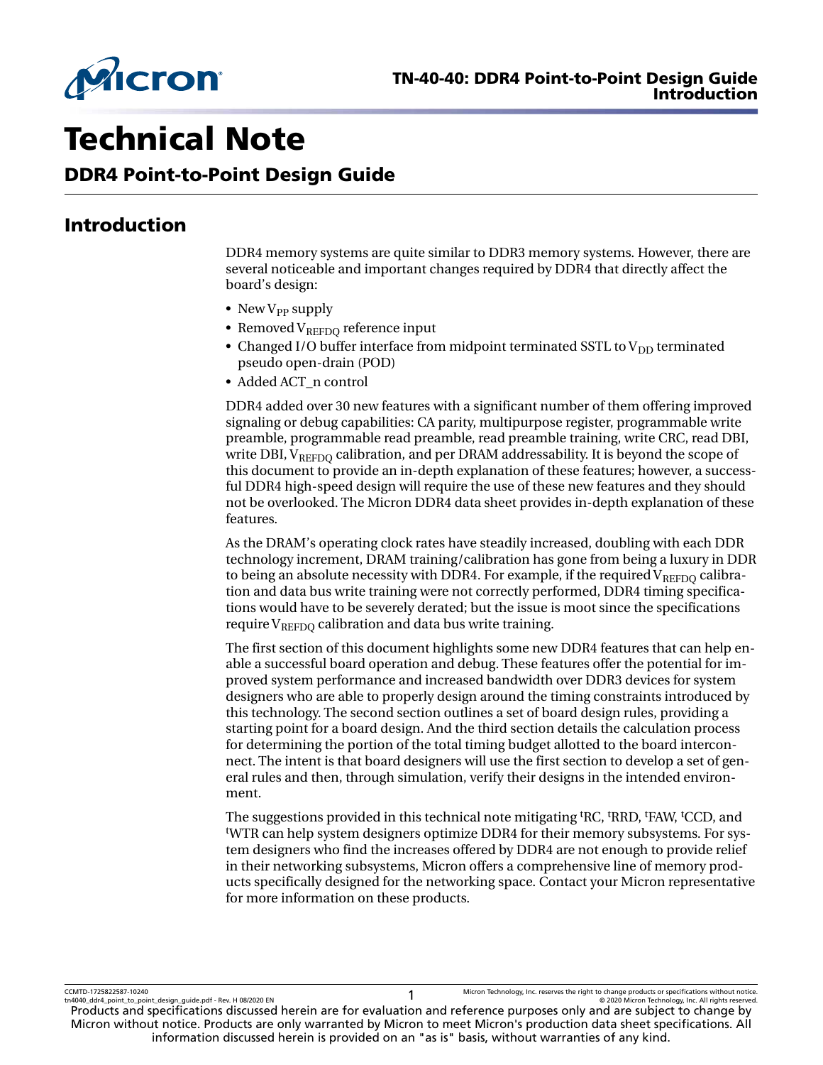# Technical Note

## DDR4 Point-to-Point Design Guide

## Introduction

DDR4 memory systems are quite similar to DDR3 memory systems. However, there are several noticeable and important changes required by DDR4 that directly affect the board's design:

- New $V_{PP}$ supply
- Removed $V_{REFDQ}$ reference input
- Changed I/O buffer interface from midpoint terminated SSTL to $V_{DD}$ terminated pseudo open-drain (POD)
- Added ACT_n control

DDR4 added over 30 new features with a significant number of them offering improved signaling or debug capabilities: CA parity, multipurpose register, programmable write preamble, programmable read preamble, read preamble training, write CRC, read DBI, write DBI, $V_{REFDQ}$ calibration, and per DRAM addressability. It is beyond the scope of this document to provide an in-depth explanation of these features; however, a successful DDR4 high-speed design will require the use of these new features and they should not be overlooked. The Micron DDR4 data sheet provides in-depth explanation of these features.

As the DRAM's operating clock rates have steadily increased, doubling with each DDR technology increment, DRAM training/calibration has gone from being a luxury in DDR to being an absolute necessity with DDR4. For example, if the required $V_{REFDQ}$ calibration and data bus write training were not correctly performed, DDR4 timing specifications would have to be severely derated; but the issue is moot since the specifications require $V_{REFDQ}$ calibration and data bus write training.

The first section of this document highlights some new DDR4 features that can help enable a successful board operation and debug. These features offer the potential for improved system performance and increased bandwidth over DDR3 devices for system designers who are able to properly design around the timing constraints introduced by this technology. The second section outlines a set of board design rules, providing a starting point for a board design. And the third section details the calculation process for determining the portion of the total timing budget allotted to the board interconnect. The intent is that board designers will use the first section to develop a set of general rules and then, through simulation, verify their designs in the intended environment.

The suggestions provided in this technical note mitigating $^{t}RC$, $^{t}RRD$, $^{t}FAW$, $^{t}CCD$, and $^{t}WTR$ can help system designers optimize DDR4 for their memory subsystems. For system designers who find the increases offered by DDR4 are not enough to provide relief in their networking subsystems, Micron offers a comprehensive line of memory products specifically designed for the networking space. Contact your Micron representative for more information on these products.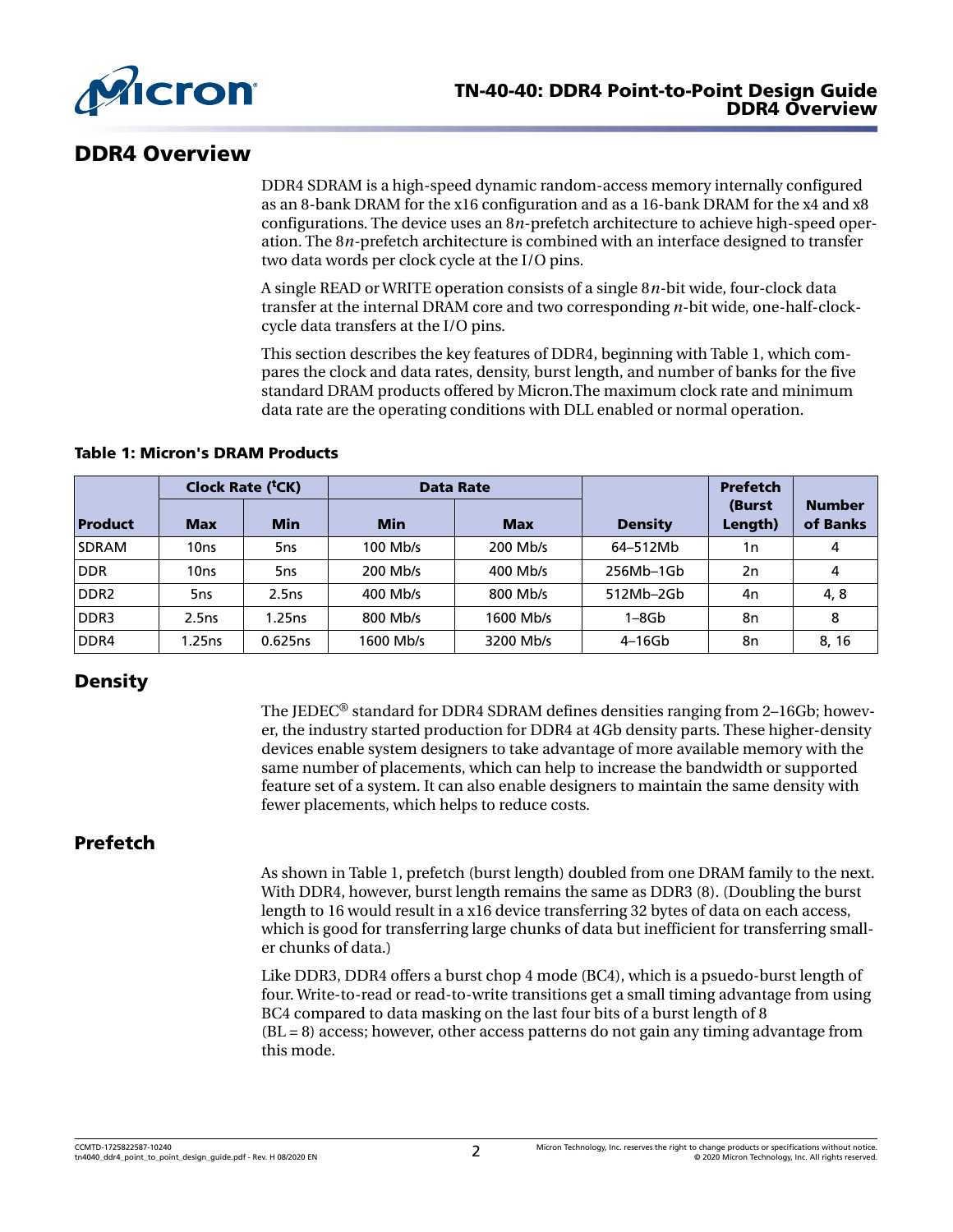## DDR4 Overview

DDR4 SDRAM is a high-speed dynamic random-access memory internally configured as an 8-bank DRAM for the x16 configuration and as a 16-bank DRAM for the x4 and x8 configurations. The device uses an 8*n*-prefetch architecture to achieve high-speed operation. The 8*n*-prefetch architecture is combined with an interface designed to transfer two data words per clock cycle at the I/O pins.

A single READ or WRITE operation consists of a single 8*n*-bit wide, four-clock data transfer at the internal DRAM core and two corresponding *n*-bit wide, one-half-clock-cycle data transfers at the I/O pins.

This section describes the key features of DDR4, beginning with Table 1, which compares the clock and data rates, density, burst length, and number of banks for the five standard DRAM products offered by Micron.The maximum clock rate and minimum data rate are the operating conditions with DLL enabled or normal operation.

**Table 1: Micron's DRAM Products**

| Product | Clock Rate ($^t$CK) | | Data Rate | | Density | Prefetch (Burst Length) | Number of Banks |
|---|---|---|---|---|---|---|---|
| | Max | Min | Min | Max | | | |
| SDRAM | 10ns | 5ns | 100 Mb/s | 200 Mb/s | 64–512Mb | 1n | 4 |
| DDR | 10ns | 5ns | 200 Mb/s | 400 Mb/s | 256Mb–1Gb | 2n | 4 |
| DDR2 | 5ns | 2.5ns | 400 Mb/s | 800 Mb/s | 512Mb–2Gb | 4n | 4, 8 |
| DDR3 | 2.5ns | 1.25ns | 800 Mb/s | 1600 Mb/s | 1–8Gb | 8n | 8 |
| DDR4 | 1.25ns | 0.625ns | 1600 Mb/s | 3200 Mb/s | 4–16Gb | 8n | 8, 16 |

## Density

The JEDEC® standard for DDR4 SDRAM defines densities ranging from 2–16Gb; however, the industry started production for DDR4 at 4Gb density parts. These higher-density devices enable system designers to take advantage of more available memory with the same number of placements, which can help to increase the bandwidth or supported feature set of a system. It can also enable designers to maintain the same density with fewer placements, which helps to reduce costs.

## Prefetch

As shown in Table 1, prefetch (burst length) doubled from one DRAM family to the next. With DDR4, however, burst length remains the same as DDR3 (8). (Doubling the burst length to 16 would result in a x16 device transferring 32 bytes of data on each access, which is good for transferring large chunks of data but inefficient for transferring smaller chunks of data.)

Like DDR3, DDR4 offers a burst chop 4 mode (BC4), which is a psuedo-burst length of four. Write-to-read or read-to-write transitions get a small timing advantage from using BC4 compared to data masking on the last four bits of a burst length of 8 (BL = 8) access; however, other access patterns do not gain any timing advantage from this mode.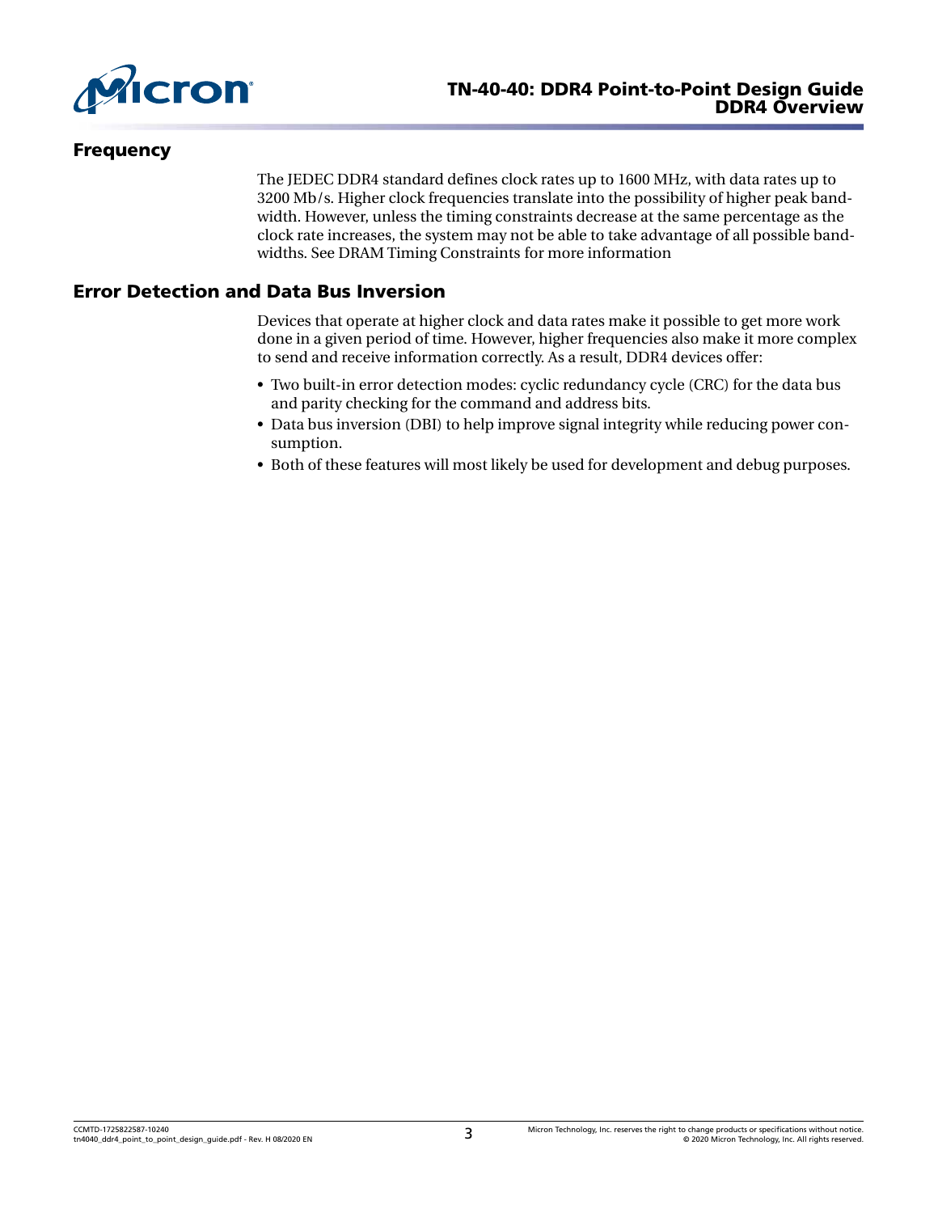## Frequency

The JEDEC DDR4 standard defines clock rates up to 1600 MHz, with data rates up to 3200 Mb/s. Higher clock frequencies translate into the possibility of higher peak bandwidth. However, unless the timing constraints decrease at the same percentage as the clock rate increases, the system may not be able to take advantage of all possible bandwidths. See DRAM Timing Constraints for more information

## Error Detection and Data Bus Inversion

Devices that operate at higher clock and data rates make it possible to get more work done in a given period of time. However, higher frequencies also make it more complex to send and receive information correctly. As a result, DDR4 devices offer:

- Two built-in error detection modes: cyclic redundancy cycle (CRC) for the data bus and parity checking for the command and address bits.
- Data bus inversion (DBI) to help improve signal integrity while reducing power consumption.
- Both of these features will most likely be used for development and debug purposes.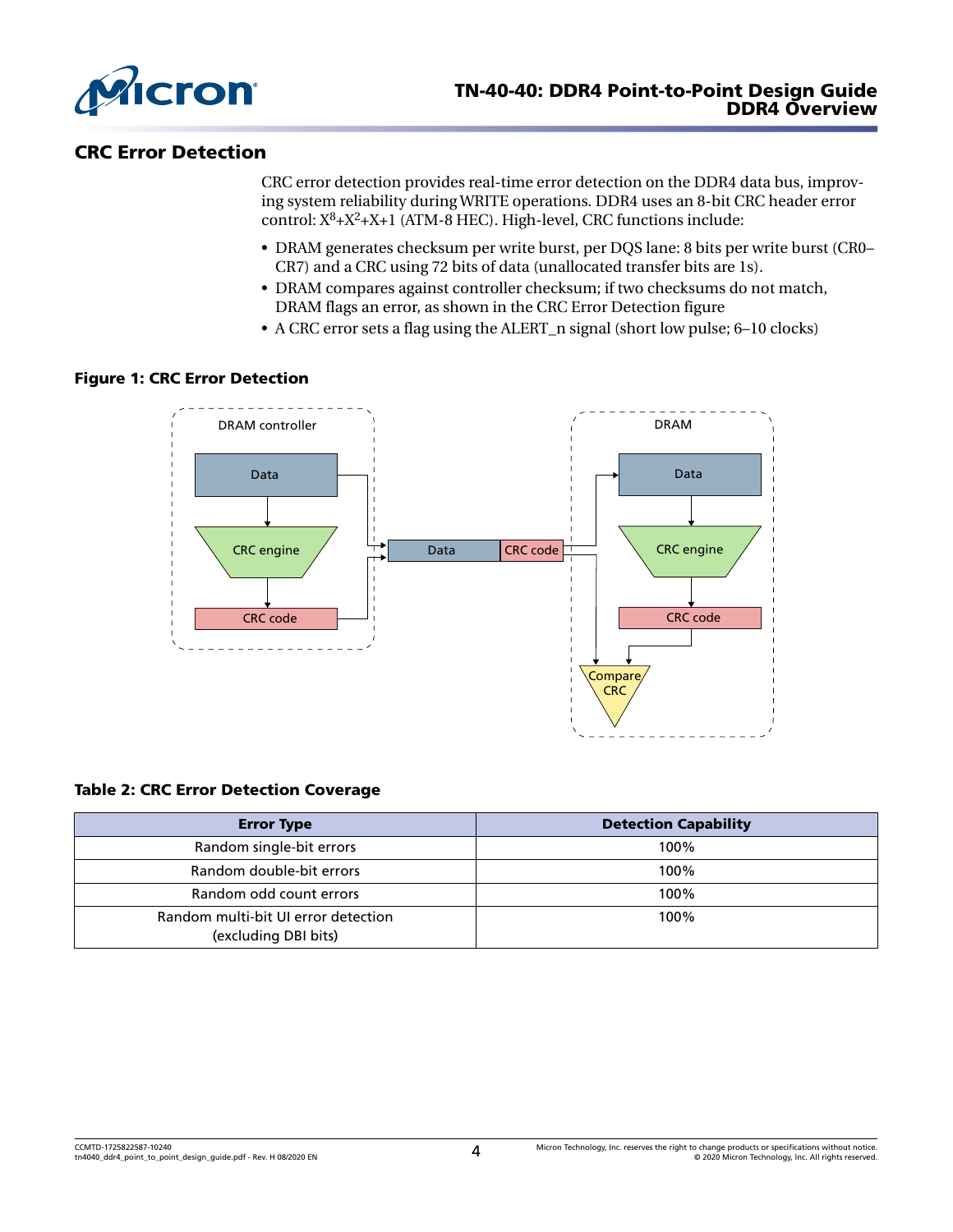## CRC Error Detection

CRC error detection provides real-time error detection on the DDR4 data bus, improving system reliability during WRITE operations. DDR4 uses an 8-bit CRC header error control: $X^8+X^2+X+1$ (ATM-8 HEC). High-level, CRC functions include:

- DRAM generates checksum per write burst, per DQS lane: 8 bits per write burst (CR0–CR7) and a CRC using 72 bits of data (unallocated transfer bits are 1s).
- DRAM compares against controller checksum; if two checksums do not match, DRAM flags an error, as shown in the CRC Error Detection figure
- A CRC error sets a flag using the ALERT_n signal (short low pulse; 6–10 clocks)

**Figure 1: CRC Error Detection**

**Table 2: CRC Error Detection Coverage**

| Error Type | Detection Capability |
|---|---|
| Random single-bit errors | 100% |
| Random double-bit errors | 100% |
| Random odd count errors | 100% |
| Random multi-bit UI error detection (excluding DBI bits) | 100% |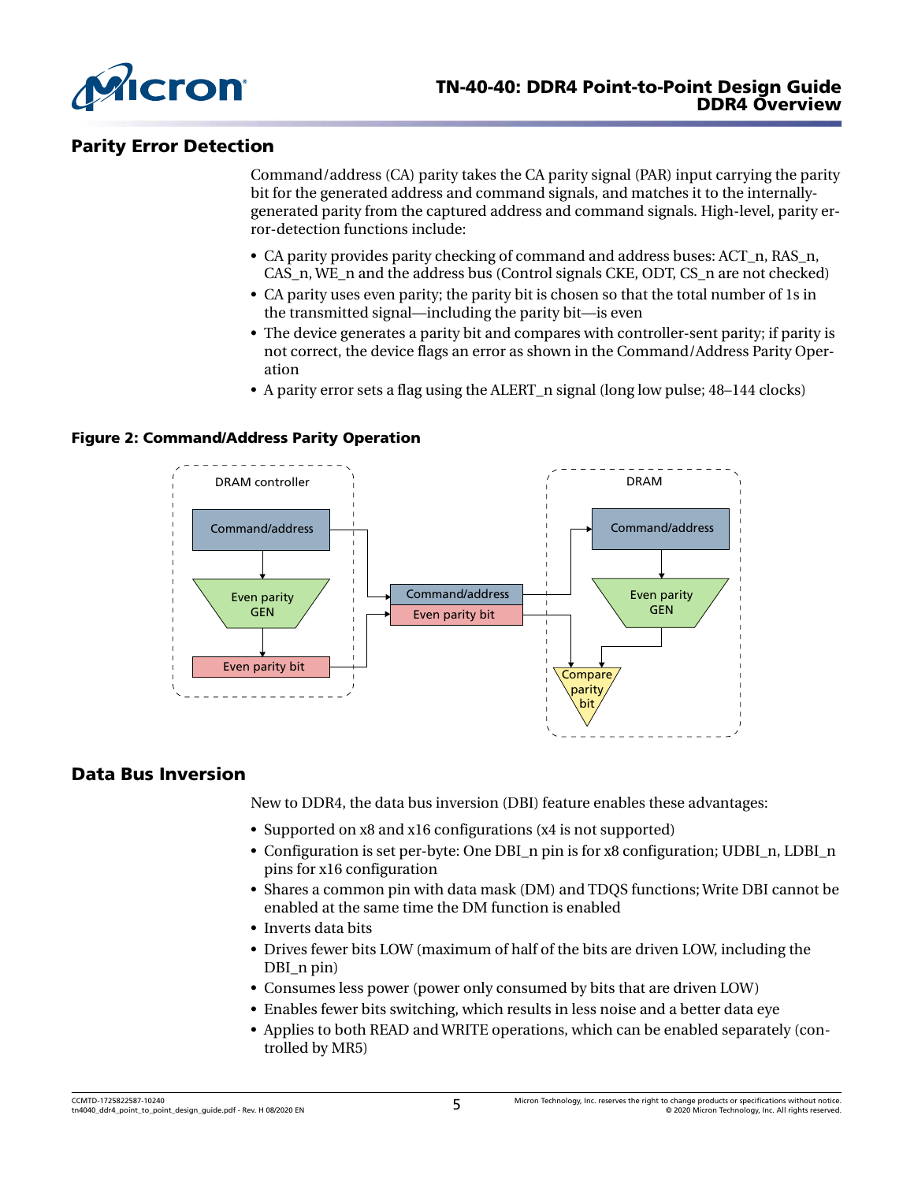## Parity Error Detection

Command/address (CA) parity takes the CA parity signal (PAR) input carrying the parity bit for the generated address and command signals, and matches it to the internally-generated parity from the captured address and command signals. High-level, parity error-detection functions include:

- CA parity provides parity checking of command and address buses: ACT_n, RAS_n, CAS_n, WE_n and the address bus (Control signals CKE, ODT, CS_n are not checked)
- CA parity uses even parity; the parity bit is chosen so that the total number of 1s in the transmitted signal—including the parity bit—is even
- The device generates a parity bit and compares with controller-sent parity; if parity is not correct, the device flags an error as shown in the Command/Address Parity Operation
- A parity error sets a flag using the ALERT_n signal (long low pulse; 48–144 clocks)

**Figure 2: Command/Address Parity Operation**

## Data Bus Inversion

New to DDR4, the data bus inversion (DBI) feature enables these advantages:

- Supported on x8 and x16 configurations (x4 is not supported)
- Configuration is set per-byte: One DBI_n pin is for x8 configuration; UDBI_n, LDBI_n pins for x16 configuration
- Shares a common pin with data mask (DM) and TDQS functions; Write DBI cannot be enabled at the same time the DM function is enabled
- Inverts data bits
- Drives fewer bits LOW (maximum of half of the bits are driven LOW, including the DBI_n pin)
- Consumes less power (power only consumed by bits that are driven LOW)
- Enables fewer bits switching, which results in less noise and a better data eye
- Applies to both READ and WRITE operations, which can be enabled separately (controlled by MR5)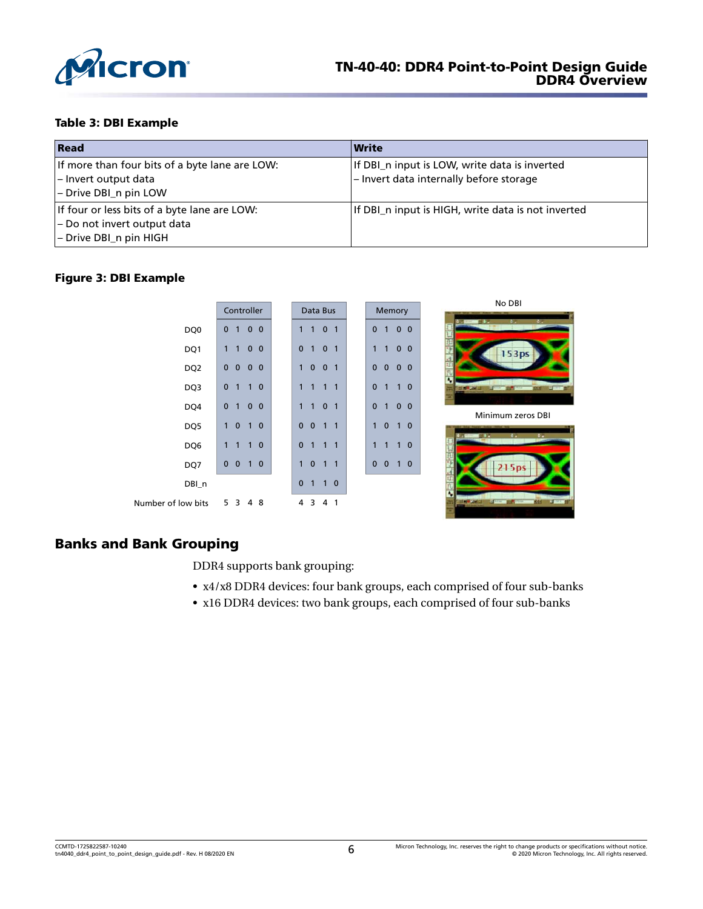**Table 3: DBI Example**

| Read | Write |
|---|---|
| If more than four bits of a byte lane are LOW:<br>– Invert output data<br>– Drive DBI_n pin LOW | If DBI_n input is LOW, write data is inverted<br>– Invert data internally before storage |
| If four or less bits of a byte lane are LOW:<br>– Do not invert output data<br>– Drive DBI_n pin HIGH | If DBI_n input is HIGH, write data is not inverted |

**Figure 3: DBI Example**

| | Controller | Data Bus | Memory |
|---|---|---|---|
| DQ0 | 0 1 0 0 | 1 1 0 1 | 0 1 0 0 |
| DQ1 | 1 1 0 0 | 0 1 0 1 | 1 1 0 0 |
| DQ2 | 0 0 0 0 | 1 0 0 1 | 0 0 0 0 |
| DQ3 | 0 1 1 0 | 1 1 1 1 | 0 1 1 0 |
| DQ4 | 0 1 0 0 | 1 1 0 1 | 0 1 0 0 |
| DQ5 | 1 0 1 0 | 0 0 1 1 | 1 0 1 0 |
| DQ6 | 1 1 1 0 | 0 1 1 1 | 1 1 1 0 |
| DQ7 | 0 0 1 0 | 1 0 1 1 | 0 0 1 0 |
| DBI_n | | 0 1 1 0 | |
| Number of low bits | 5 3 4 8 | 4 3 4 1 | |

No DBI: 153ps

Minimum zeros DBI: 215ps

## Banks and Bank Grouping

DDR4 supports bank grouping:

- x4/x8 DDR4 devices: four bank groups, each comprised of four sub-banks
- x16 DDR4 devices: two bank groups, each comprised of four sub-banks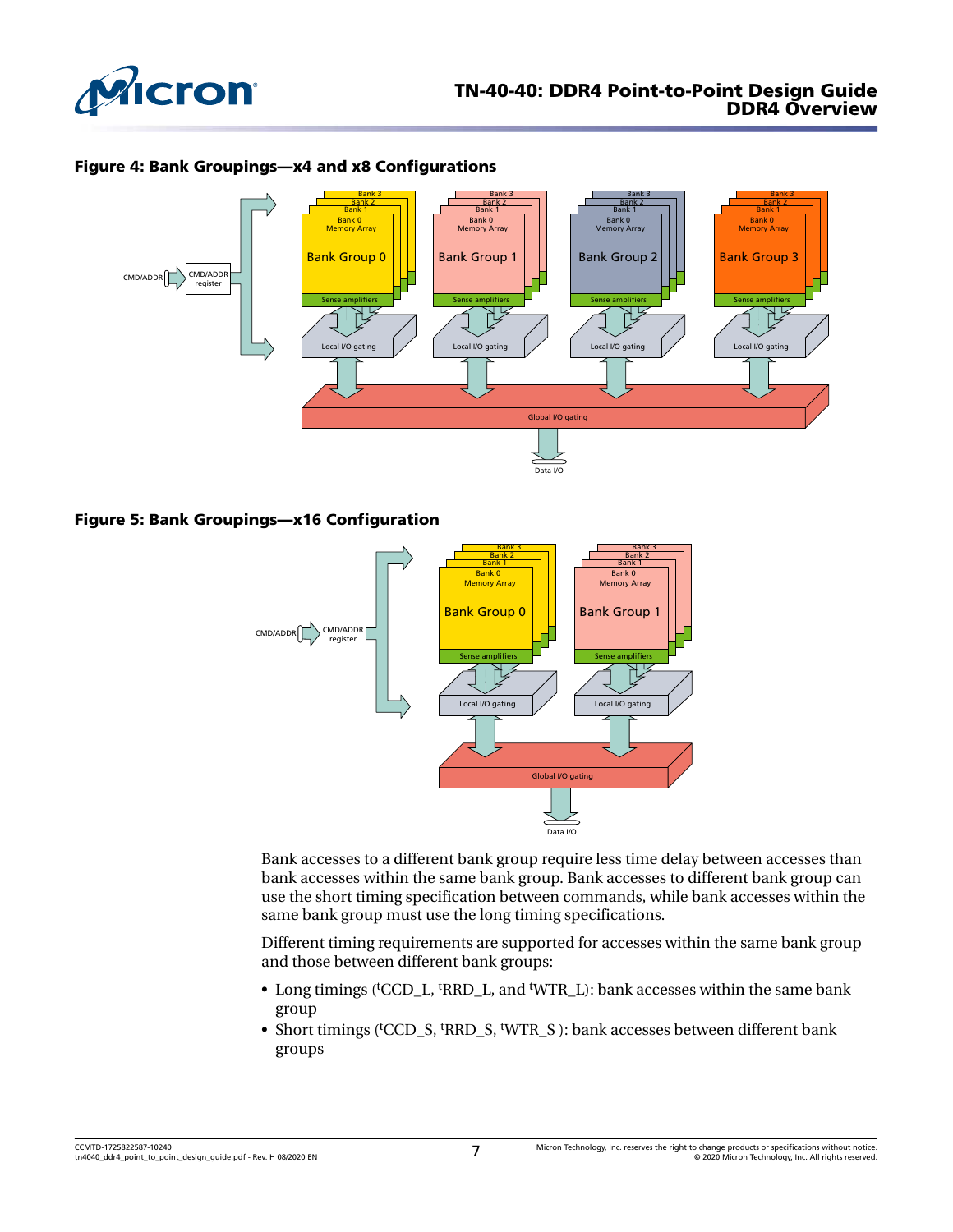**Figure 4: Bank Groupings—x4 and x8 Configurations**

**Figure 5: Bank Groupings—x16 Configuration**

Bank accesses to a different bank group require less time delay between accesses than bank accesses within the same bank group. Bank accesses to different bank group can use the short timing specification between commands, while bank accesses within the same bank group must use the long timing specifications.

Different timing requirements are supported for accesses within the same bank group and those between different bank groups:

- Long timings ($^{t}$CCD_L, $^{t}$RRD_L, and $^{t}$WTR_L): bank accesses within the same bank group
- Short timings ($^{t}$CCD_S, $^{t}$RRD_S, $^{t}$WTR_S ): bank accesses between different bank groups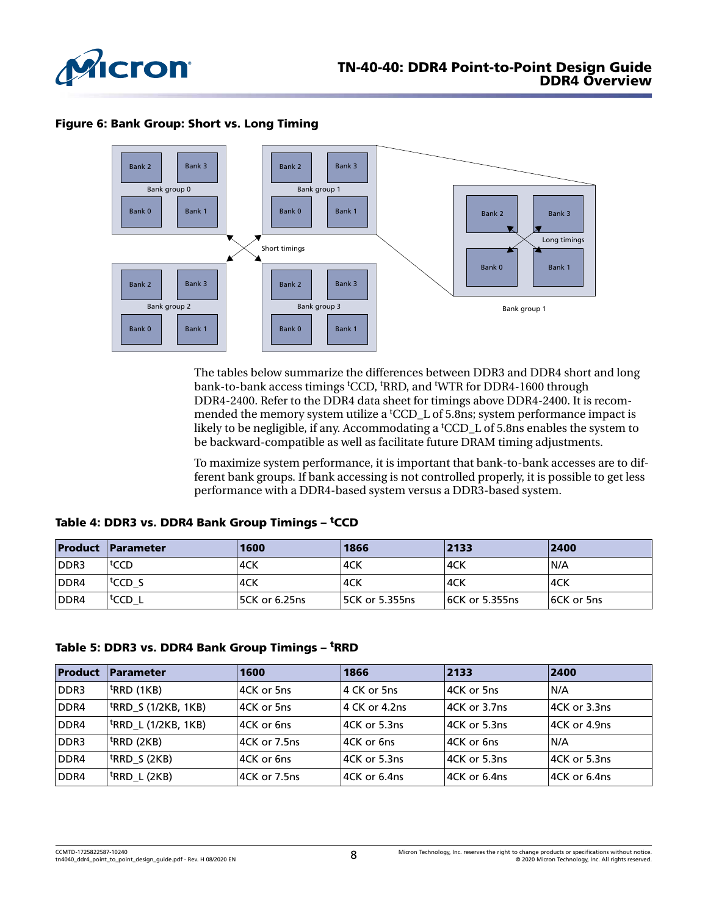**Figure 6: Bank Group: Short vs. Long Timing**

The tables below summarize the differences between DDR3 and DDR4 short and long bank-to-bank access timings $^{t}$CCD, $^{t}$RRD, and $^{t}$WTR for DDR4-1600 through DDR4-2400. Refer to the DDR4 data sheet for timings above DDR4-2400. It is recommended the memory system utilize a $^{t}$CCD_L of 5.8ns; system performance impact is likely to be negligible, if any. Accommodating a $^{t}$CCD_L of 5.8ns enables the system to be backward-compatible as well as facilitate future DRAM timing adjustments.

To maximize system performance, it is important that bank-to-bank accesses are to different bank groups. If bank accessing is not controlled properly, it is possible to get less performance with a DDR4-based system versus a DDR3-based system.

**Table 4: DDR3 vs. DDR4 Bank Group Timings – $^{t}$CCD**

| Product | Parameter | 1600 | 1866 | 2133 | 2400 |
|---|---|---|---|---|---|
| DDR3 | $^{t}$CCD | 4CK | 4CK | 4CK | N/A |
| DDR4 | $^{t}$CCD_S | 4CK | 4CK | 4CK | 4CK |
| DDR4 | $^{t}$CCD_L | 5CK or 6.25ns | 5CK or 5.355ns | 6CK or 5.355ns | 6CK or 5ns |

**Table 5: DDR3 vs. DDR4 Bank Group Timings – $^{t}$RRD**

| Product | Parameter | 1600 | 1866 | 2133 | 2400 |
|---|---|---|---|---|---|
| DDR3 | $^{t}$RRD (1KB) | 4CK or 5ns | 4 CK or 5ns | 4CK or 5ns | N/A |
| DDR4 | $^{t}$RRD_S (1/2KB, 1KB) | 4CK or 5ns | 4 CK or 4.2ns | 4CK or 3.7ns | 4CK or 3.3ns |
| DDR4 | $^{t}$RRD_L (1/2KB, 1KB) | 4CK or 6ns | 4CK or 5.3ns | 4CK or 5.3ns | 4CK or 4.9ns |
| DDR3 | $^{t}$RRD (2KB) | 4CK or 7.5ns | 4CK or 6ns | 4CK or 6ns | N/A |
| DDR4 | $^{t}$RRD_S (2KB) | 4CK or 6ns | 4CK or 5.3ns | 4CK or 5.3ns | 4CK or 5.3ns |
| DDR4 | $^{t}$RRD_L (2KB) | 4CK or 7.5ns | 4CK or 6.4ns | 4CK or 6.4ns | 4CK or 6.4ns |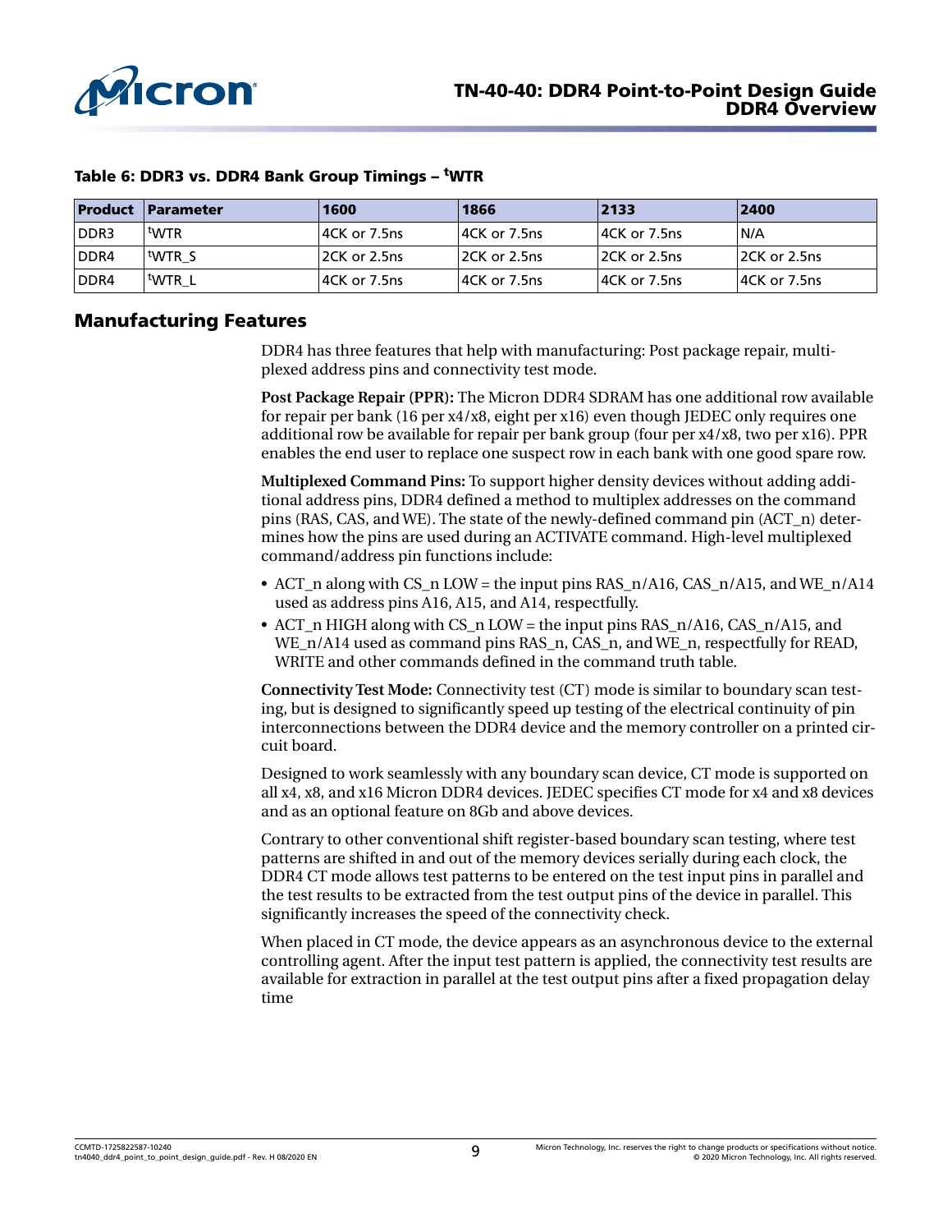**Table 6: DDR3 vs. DDR4 Bank Group Timings – $^{t}$WTR**

| Product | Parameter | 1600 | 1866 | 2133 | 2400 |
|---|---|---|---|---|---|
| DDR3 | $^{t}$WTR | 4CK or 7.5ns | 4CK or 7.5ns | 4CK or 7.5ns | N/A |
| DDR4 | $^{t}$WTR_S | 2CK or 2.5ns | 2CK or 2.5ns | 2CK or 2.5ns | 2CK or 2.5ns |
| DDR4 | $^{t}$WTR_L | 4CK or 7.5ns | 4CK or 7.5ns | 4CK or 7.5ns | 4CK or 7.5ns |

## Manufacturing Features

DDR4 has three features that help with manufacturing: Post package repair, multiplexed address pins and connectivity test mode.

**Post Package Repair (PPR):** The Micron DDR4 SDRAM has one additional row available for repair per bank (16 per x4/x8, eight per x16) even though JEDEC only requires one additional row be available for repair per bank group (four per x4/x8, two per x16). PPR enables the end user to replace one suspect row in each bank with one good spare row.

**Multiplexed Command Pins:** To support higher density devices without adding additional address pins, DDR4 defined a method to multiplex addresses on the command pins (RAS, CAS, and WE). The state of the newly-defined command pin (ACT_n) determines how the pins are used during an ACTIVATE command. High-level multiplexed command/address pin functions include:

- ACT_n along with CS_n LOW = the input pins RAS_n/A16, CAS_n/A15, and WE_n/A14 used as address pins A16, A15, and A14, respectfully.
- ACT_n HIGH along with CS_n LOW = the input pins RAS_n/A16, CAS_n/A15, and WE_n/A14 used as command pins RAS_n, CAS_n, and WE_n, respectfully for READ, WRITE and other commands defined in the command truth table.

**Connectivity Test Mode:** Connectivity test (CT) mode is similar to boundary scan testing, but is designed to significantly speed up testing of the electrical continuity of pin interconnections between the DDR4 device and the memory controller on a printed circuit board.

Designed to work seamlessly with any boundary scan device, CT mode is supported on all x4, x8, and x16 Micron DDR4 devices. JEDEC specifies CT mode for x4 and x8 devices and as an optional feature on 8Gb and above devices.

Contrary to other conventional shift register-based boundary scan testing, where test patterns are shifted in and out of the memory devices serially during each clock, the DDR4 CT mode allows test patterns to be entered on the test input pins in parallel and the test results to be extracted from the test output pins of the device in parallel. This significantly increases the speed of the connectivity check.

When placed in CT mode, the device appears as an asynchronous device to the external controlling agent. After the input test pattern is applied, the connectivity test results are available for extraction in parallel at the test output pins after a fixed propagation delay time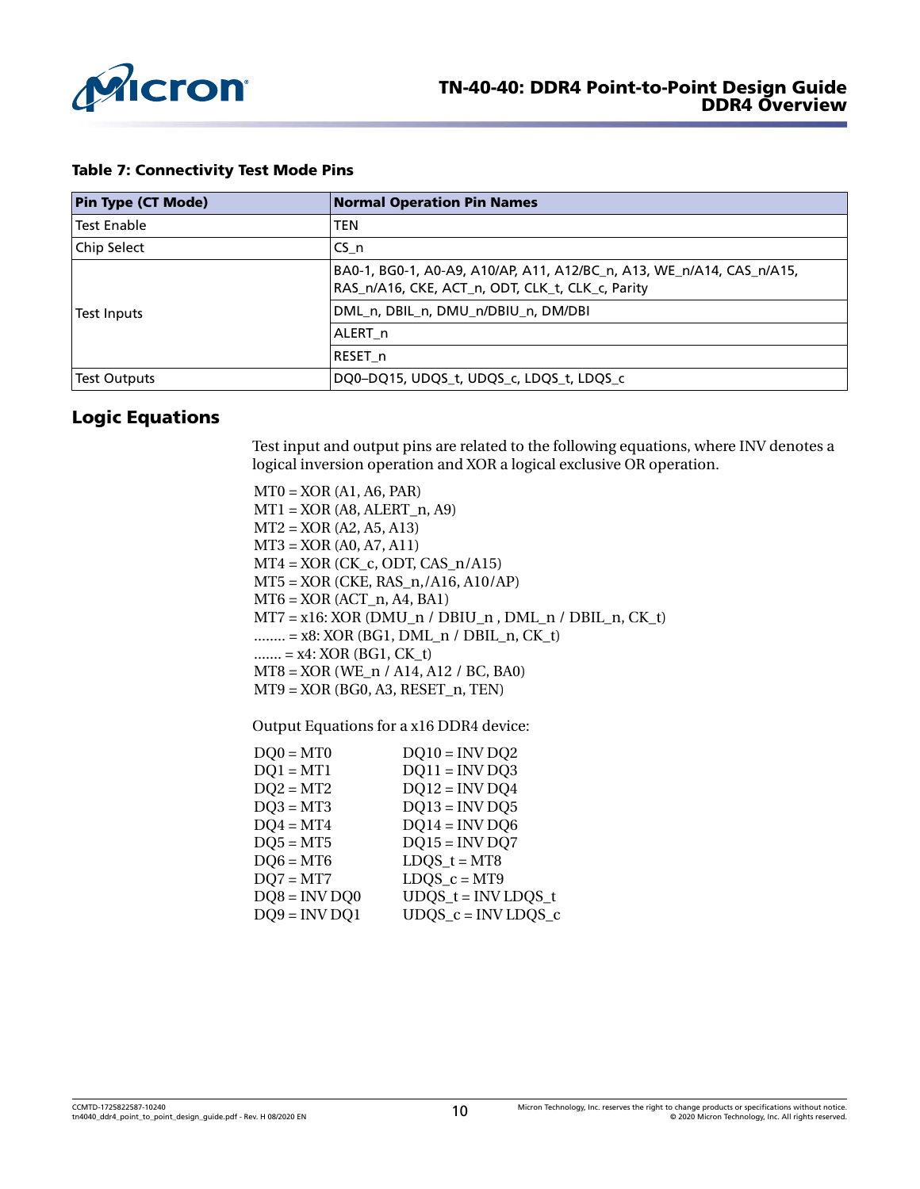**Table 7: Connectivity Test Mode Pins**

| Pin Type (CT Mode) | Normal Operation Pin Names |
|---|---|
| Test Enable | TEN |
| Chip Select | CS_n |
| Test Inputs | BA0-1, BG0-1, A0-A9, A10/AP, A11, A12/BC_n, A13, WE_n/A14, CAS_n/A15, RAS_n/A16, CKE, ACT_n, ODT, CLK_t, CLK_c, Parity |
| | DML_n, DBIL_n, DMU_n/DBIU_n, DM/DBI |
| | ALERT_n |
| | RESET_n |
| Test Outputs | DQ0–DQ15, UDQS_t, UDQS_c, LDQS_t, LDQS_c |

## Logic Equations

Test input and output pins are related to the following equations, where INV denotes a logical inversion operation and XOR a logical exclusive OR operation.

MT0 = XOR (A1, A6, PAR)
MT1 = XOR (A8, ALERT_n, A9)
MT2 = XOR (A2, A5, A13)
MT3 = XOR (A0, A7, A11)
MT4 = XOR (CK_c, ODT, CAS_n/A15)
MT5 = XOR (CKE, RAS_n,/A16, A10/AP)
MT6 = XOR (ACT_n, A4, BA1)
MT7 = x16: XOR (DMU_n / DBIU_n , DML_n / DBIL_n, CK_t)
........ = x8: XOR (BG1, DML_n / DBIL_n, CK_t)
....... = x4: XOR (BG1, CK_t)
MT8 = XOR (WE_n / A14, A12 / BC, BA0)
MT9 = XOR (BG0, A3, RESET_n, TEN)

Output Equations for a x16 DDR4 device:

| | |
|---|---|
| DQ0 = MT0 | DQ10 = INV DQ2 |
| DQ1 = MT1 | DQ11 = INV DQ3 |
| DQ2 = MT2 | DQ12 = INV DQ4 |
| DQ3 = MT3 | DQ13 = INV DQ5 |
| DQ4 = MT4 | DQ14 = INV DQ6 |
| DQ5 = MT5 | DQ15 = INV DQ7 |
| DQ6 = MT6 | LDQS_t = MT8 |
| DQ7 = MT7 | LDQS_c = MT9 |
| DQ8 = INV DQ0 | UDQS_t = INV LDQS_t |
| DQ9 = INV DQ1 | UDQS_c = INV LDQS_c |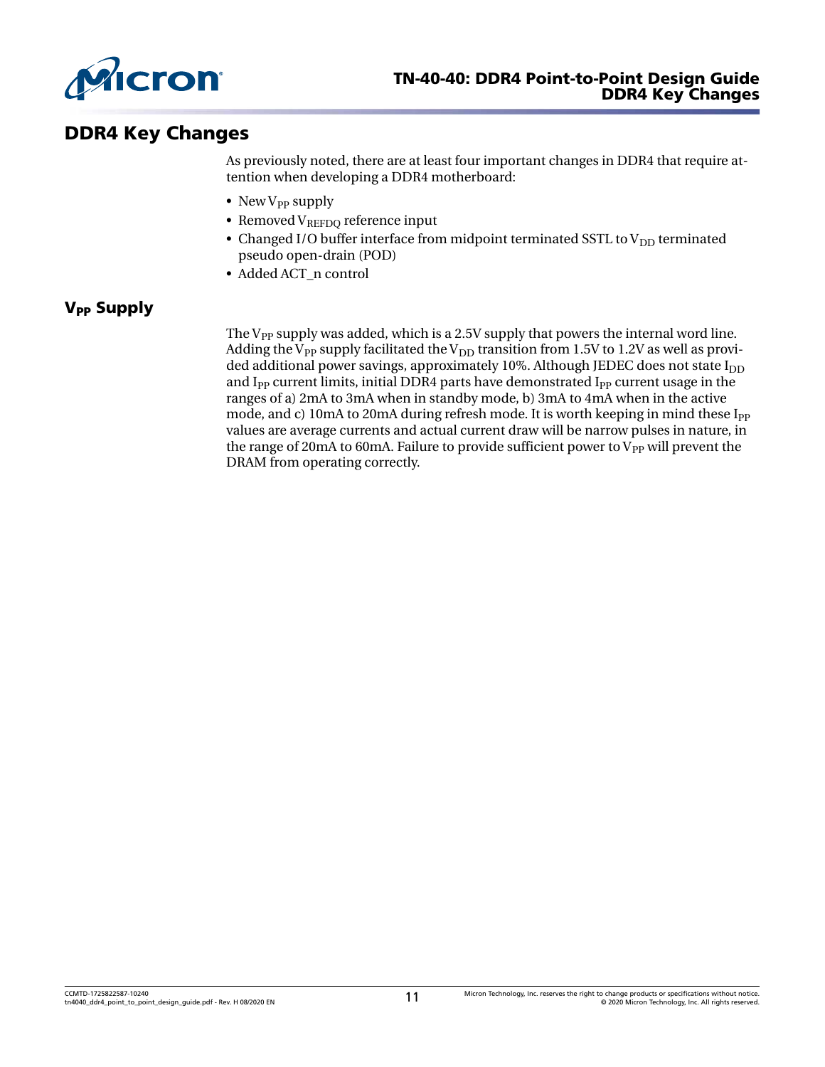## DDR4 Key Changes

As previously noted, there are at least four important changes in DDR4 that require attention when developing a DDR4 motherboard:

- New $V_{PP}$ supply
- Removed $V_{REFDQ}$ reference input
- Changed I/O buffer interface from midpoint terminated SSTL to $V_{DD}$ terminated pseudo open-drain (POD)
- Added ACT_n control

### $V_{PP}$ Supply

The $V_{PP}$ supply was added, which is a 2.5V supply that powers the internal word line. Adding the $V_{PP}$ supply facilitated the $V_{DD}$ transition from 1.5V to 1.2V as well as provided additional power savings, approximately 10%. Although JEDEC does not state $I_{DD}$ and $I_{PP}$ current limits, initial DDR4 parts have demonstrated $I_{PP}$ current usage in the ranges of a) 2mA to 3mA when in standby mode, b) 3mA to 4mA when in the active mode, and c) 10mA to 20mA during refresh mode. It is worth keeping in mind these $I_{PP}$ values are average currents and actual current draw will be narrow pulses in nature, in the range of 20mA to 60mA. Failure to provide sufficient power to $V_{PP}$ will prevent the DRAM from operating correctly.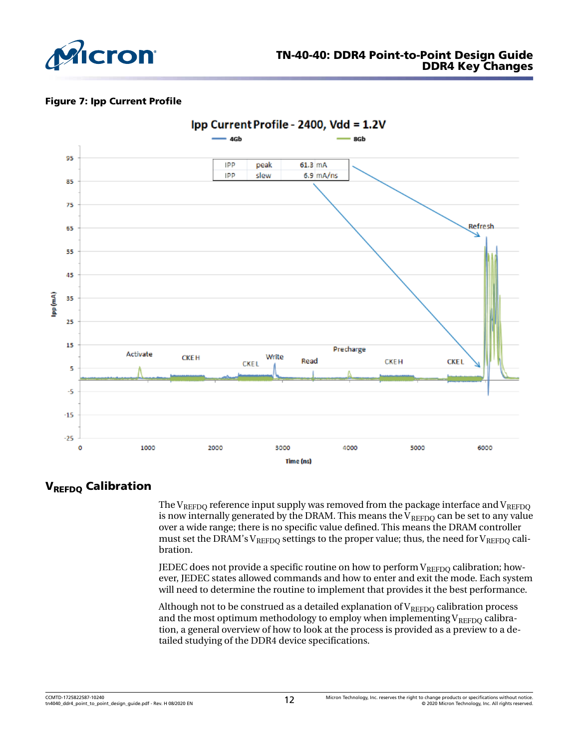**Figure 7: Ipp Current Profile**

## $V_{REFDQ}$ Calibration

The $V_{REFDQ}$ reference input supply was removed from the package interface and $V_{REFDQ}$ is now internally generated by the DRAM. This means the $V_{REFDQ}$ can be set to any value over a wide range; there is no specific value defined. This means the DRAM controller must set the DRAM's $V_{REFDQ}$ settings to the proper value; thus, the need for $V_{REFDQ}$ calibration.

JEDEC does not provide a specific routine on how to perform $V_{REFDQ}$ calibration; however, JEDEC states allowed commands and how to enter and exit the mode. Each system will need to determine the routine to implement that provides it the best performance.

Although not to be construed as a detailed explanation of $V_{REFDQ}$ calibration process and the most optimum methodology to employ when implementing $V_{REFDQ}$ calibration, a general overview of how to look at the process is provided as a preview to a detailed studying of the DDR4 device specifications.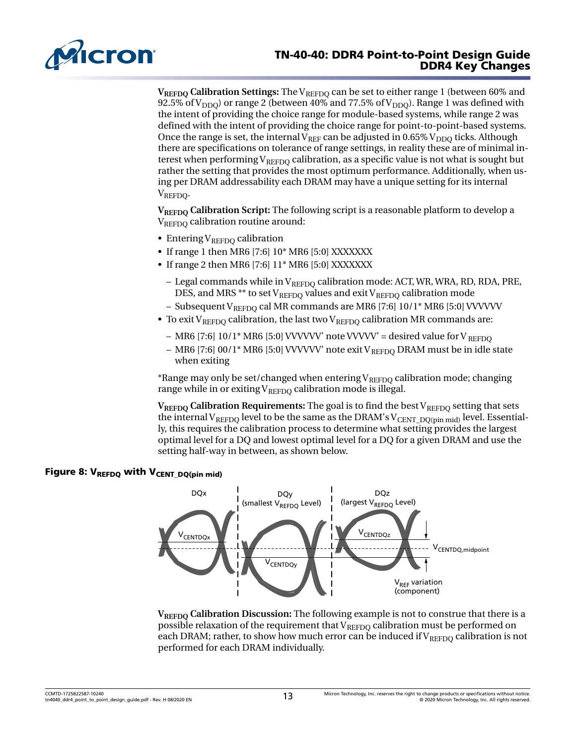**$V_{REFDQ}$ Calibration Settings:** The $V_{REFDQ}$ can be set to either range 1 (between 60% and 92.5% of $V_{DDQ}$) or range 2 (between 40% and 77.5% of $V_{DDQ}$). Range 1 was defined with the intent of providing the choice range for module-based systems, while range 2 was defined with the intent of providing the choice range for point-to-point-based systems. Once the range is set, the internal $V_{REF}$ can be adjusted in 0.65% $V_{DDQ}$ ticks. Although there are specifications on tolerance of range settings, in reality these are of minimal interest when performing $V_{REFDQ}$ calibration, as a specific value is not what is sought but rather the setting that provides the most optimum performance. Additionally, when using per DRAM addressability each DRAM may have a unique setting for its internal $V_{REFDQ}$.

**$V_{REFDQ}$ Calibration Script:** The following script is a reasonable platform to develop a $V_{REFDQ}$ calibration routine around:

- Entering $V_{REFDQ}$ calibration
- If range 1 then MR6 [7:6] 10* MR6 [5:0] XXXXXXX
- If range 2 then MR6 [7:6] 11* MR6 [5:0] XXXXXXX
  - Legal commands while in $V_{REFDQ}$ calibration mode: ACT, WR, WRA, RD, RDA, PRE, DES, and MRS ** to set $V_{REFDQ}$ values and exit $V_{REFDQ}$ calibration mode
  - Subsequent $V_{REFDQ}$ cal MR commands are MR6 [7:6] 10/1* MR6 [5:0] VVVVVV
- To exit $V_{REFDQ}$ calibration, the last two $V_{REFDQ}$ calibration MR commands are:
  - MR6 [7:6] 10/1* MR6 [5:0] VVVVVV' note VVVVV' = desired value for $V_{REFDQ}$
  - MR6 [7:6] 00/1* MR6 [5:0] VVVVVV' note exit $V_{REFDQ}$ DRAM must be in idle state when exiting

*Range may only be set/changed when entering $V_{REFDQ}$ calibration mode; changing range while in or exiting $V_{REFDQ}$ calibration mode is illegal.

**$V_{REFDQ}$ Calibration Requirements:** The goal is to find the best $V_{REFDQ}$ setting that sets the internal $V_{REFDQ}$ level to be the same as the DRAM's $V_{CENT\_DQ(pin\ mid)}$ level. Essentially, this requires the calibration process to determine what setting provides the largest optimal level for a DQ and lowest optimal level for a DQ for a given DRAM and use the setting half-way in between, as shown below.

**Figure 8: $V_{REFDQ}$ with $V_{CENT\_DQ(pin\ mid)}$**

**$V_{REFDQ}$ Calibration Discussion:** The following example is not to construe that there is a possible relaxation of the requirement that $V_{REFDQ}$ calibration must be performed on each DRAM; rather, to show how much error can be induced if $V_{REFDQ}$ calibration is not performed for each DRAM individually.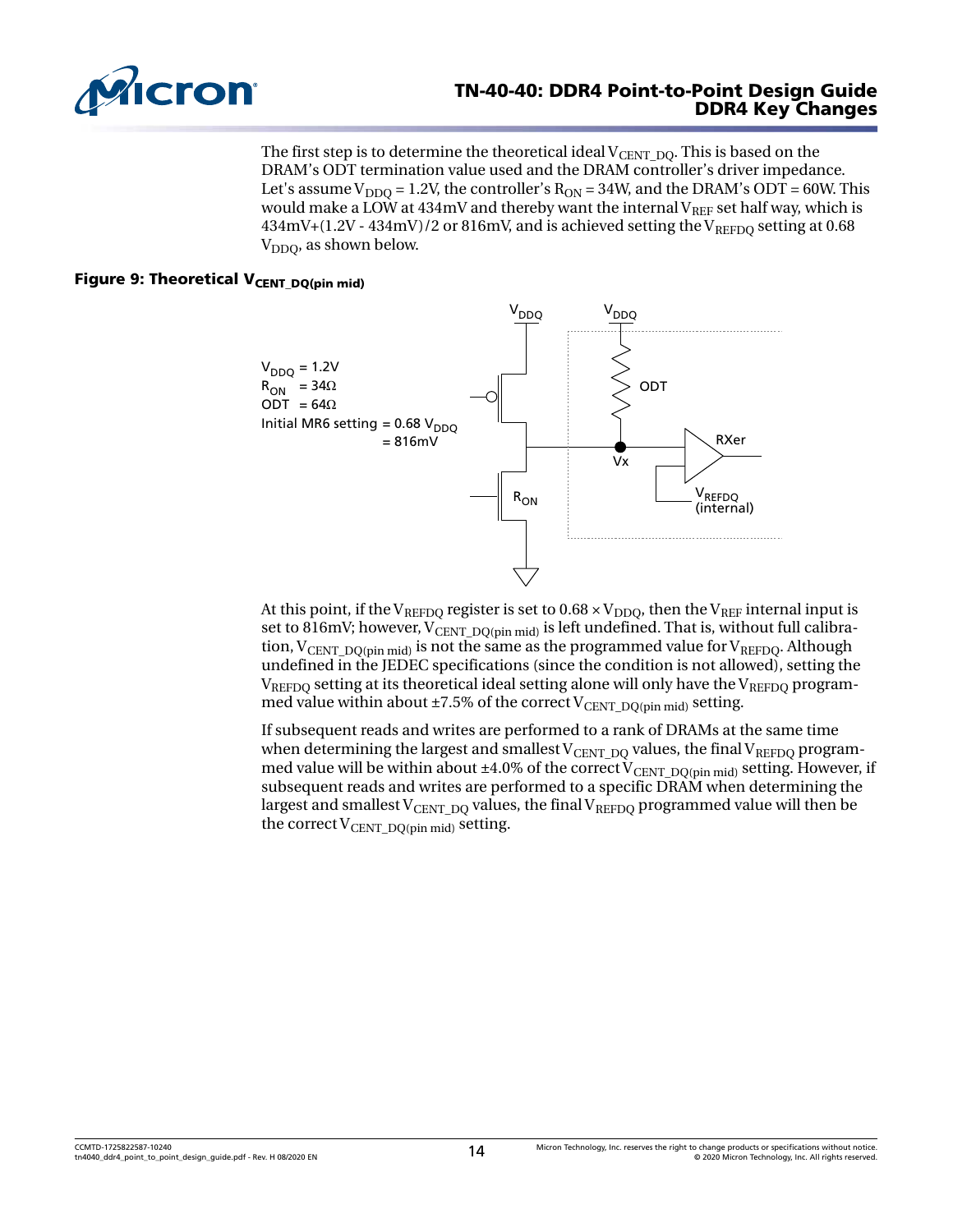The first step is to determine the theoretical ideal $V_{CENT\_DQ}$. This is based on the DRAM's ODT termination value used and the DRAM controller's driver impedance. Let's assume $V_{DDQ}$ = 1.2V, the controller's $R_{ON}$ = 34W, and the DRAM's ODT = 60W. This would make a LOW at 434mV and thereby want the internal $V_{REF}$ set half way, which is 434mV+(1.2V - 434mV)/2 or 816mV, and is achieved setting the $V_{REFDQ}$ setting at 0.68 $V_{DDQ}$, as shown below.

**Figure 9: Theoretical $V_{CENT\_DQ(pin\ mid)}$**

$V_{DDQ}$ = 1.2V
$R_{ON}$ = 34Ω
ODT = 64Ω
Initial MR6 setting = 0.68 $V_{DDQ}$ = 816mV

At this point, if the $V_{REFDQ}$ register is set to 0.68 × $V_{DDQ}$, then the $V_{REF}$ internal input is set to 816mV; however, $V_{CENT\_DQ(pin\ mid)}$ is left undefined. That is, without full calibration, $V_{CENT\_DQ(pin\ mid)}$ is not the same as the programmed value for $V_{REFDQ}$. Although undefined in the JEDEC specifications (since the condition is not allowed), setting the $V_{REFDQ}$ setting at its theoretical ideal setting alone will only have the $V_{REFDQ}$ programmed value within about ±7.5% of the correct $V_{CENT\_DQ(pin\ mid)}$ setting.

If subsequent reads and writes are performed to a rank of DRAMs at the same time when determining the largest and smallest $V_{CENT\_DQ}$ values, the final $V_{REFDQ}$ programmed value will be within about ±4.0% of the correct $V_{CENT\_DQ(pin\ mid)}$ setting. However, if subsequent reads and writes are performed to a specific DRAM when determining the largest and smallest $V_{CENT\_DQ}$ values, the final $V_{REFDQ}$ programmed value will then be the correct $V_{CENT\_DQ(pin\ mid)}$ setting.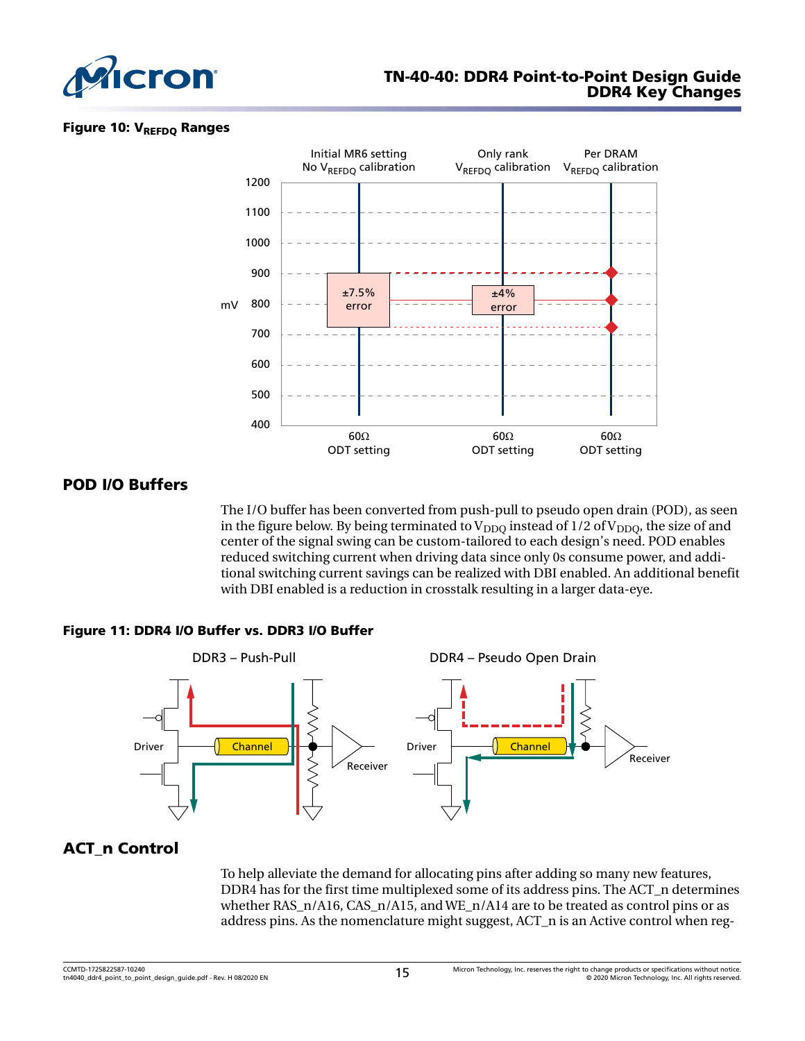**Figure 10: $V_{REFDQ}$ Ranges**

## POD I/O Buffers

The I/O buffer has been converted from push-pull to pseudo open drain (POD), as seen in the figure below. By being terminated to $V_{DDQ}$ instead of 1/2 of $V_{DDQ}$, the size of and center of the signal swing can be custom-tailored to each design's need. POD enables reduced switching current when driving data since only 0s consume power, and additional switching current savings can be realized with DBI enabled. An additional benefit with DBI enabled is a reduction in crosstalk resulting in a larger data-eye.

**Figure 11: DDR4 I/O Buffer vs. DDR3 I/O Buffer**

## ACT_n Control

To help alleviate the demand for allocating pins after adding so many new features, DDR4 has for the first time multiplexed some of its address pins. The ACT_n determines whether RAS_n/A16, CAS_n/A15, and WE_n/A14 are to be treated as control pins or as address pins. As the nomenclature might suggest, ACT_n is an Active control when reg-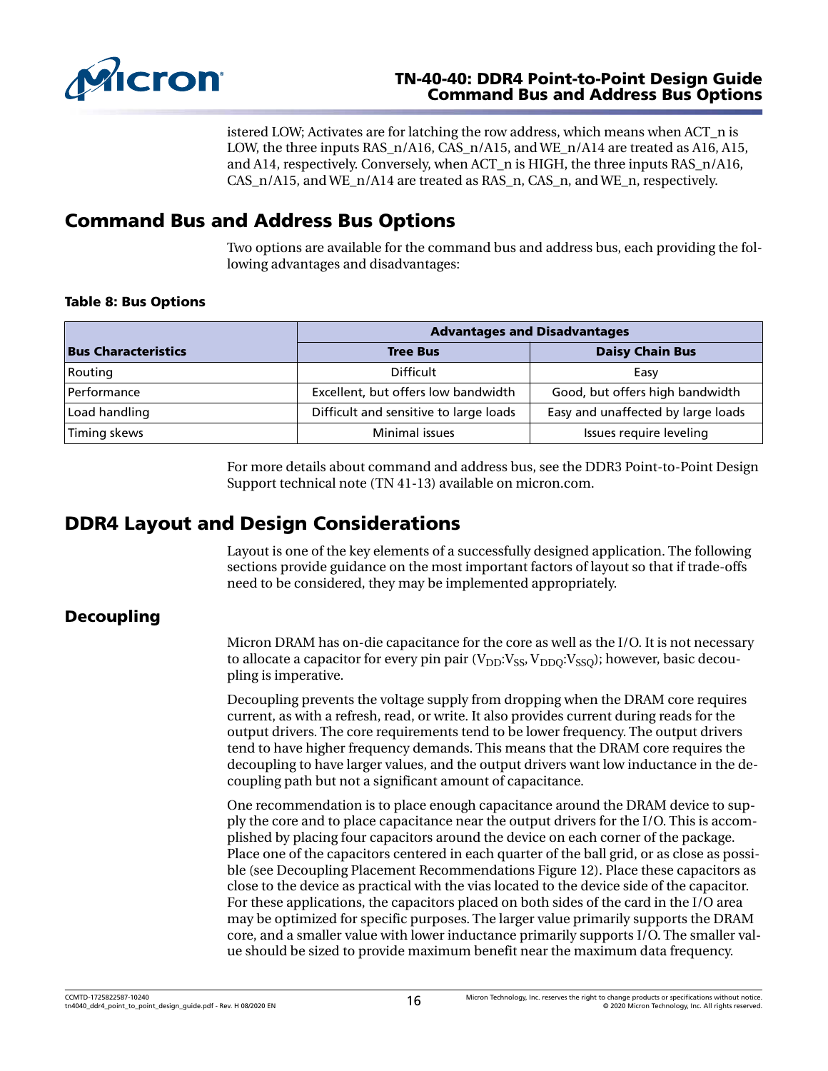istered LOW; Activates are for latching the row address, which means when ACT_n is LOW, the three inputs RAS_n/A16, CAS_n/A15, and WE_n/A14 are treated as A16, A15, and A14, respectively. Conversely, when ACT_n is HIGH, the three inputs RAS_n/A16, CAS_n/A15, and WE_n/A14 are treated as RAS_n, CAS_n, and WE_n, respectively.

## Command Bus and Address Bus Options

Two options are available for the command bus and address bus, each providing the following advantages and disadvantages:

**Table 8: Bus Options**

| Bus Characteristics | Advantages and Disadvantages | |
|---|---|---|
| | **Tree Bus** | **Daisy Chain Bus** |
| Routing | Difficult | Easy |
| Performance | Excellent, but offers low bandwidth | Good, but offers high bandwidth |
| Load handling | Difficult and sensitive to large loads | Easy and unaffected by large loads |
| Timing skews | Minimal issues | Issues require leveling |

For more details about command and address bus, see the DDR3 Point-to-Point Design Support technical note (TN 41-13) available on micron.com.

## DDR4 Layout and Design Considerations

Layout is one of the key elements of a successfully designed application. The following sections provide guidance on the most important factors of layout so that if trade-offs need to be considered, they may be implemented appropriately.

### Decoupling

Micron DRAM has on-die capacitance for the core as well as the I/O. It is not necessary to allocate a capacitor for every pin pair ($V_{DD}$:$V_{SS}$, $V_{DDQ}$:$V_{SSQ}$); however, basic decoupling is imperative.

Decoupling prevents the voltage supply from dropping when the DRAM core requires current, as with a refresh, read, or write. It also provides current during reads for the output drivers. The core requirements tend to be lower frequency. The output drivers tend to have higher frequency demands. This means that the DRAM core requires the decoupling to have larger values, and the output drivers want low inductance in the decoupling path but not a significant amount of capacitance.

One recommendation is to place enough capacitance around the DRAM device to supply the core and to place capacitance near the output drivers for the I/O. This is accomplished by placing four capacitors around the device on each corner of the package. Place one of the capacitors centered in each quarter of the ball grid, or as close as possible (see Decoupling Placement Recommendations Figure 12). Place these capacitors as close to the device as practical with the vias located to the device side of the capacitor. For these applications, the capacitors placed on both sides of the card in the I/O area may be optimized for specific purposes. The larger value primarily supports the DRAM core, and a smaller value with lower inductance primarily supports I/O. The smaller value should be sized to provide maximum benefit near the maximum data frequency.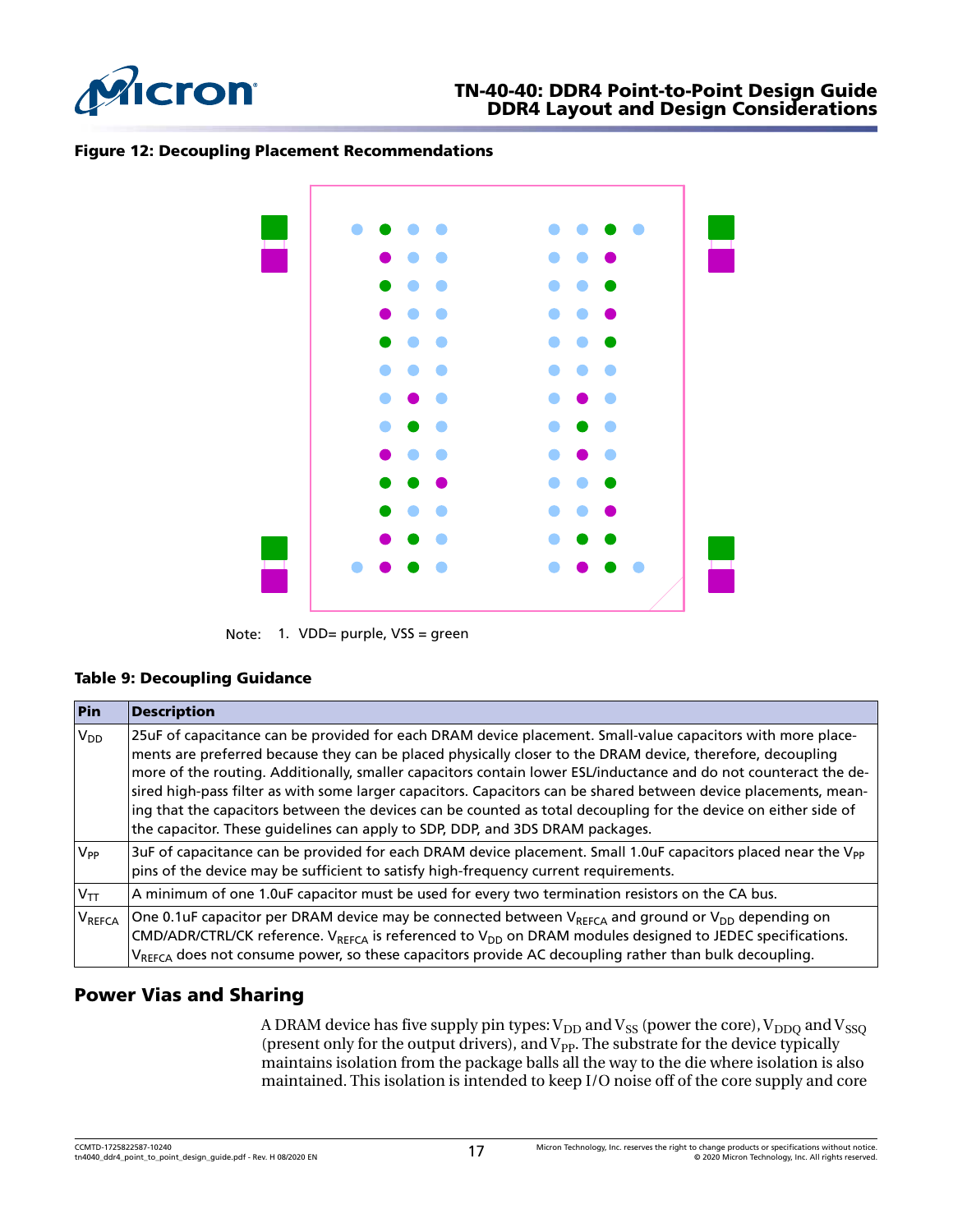**Figure 12: Decoupling Placement Recommendations**

Note: 1. VDD= purple, VSS = green

**Table 9: Decoupling Guidance**

| Pin | Description |
|---|---|
| $V_{DD}$ | 25uF of capacitance can be provided for each DRAM device placement. Small-value capacitors with more placements are preferred because they can be placed physically closer to the DRAM device, therefore, decoupling more of the routing. Additionally, smaller capacitors contain lower ESL/inductance and do not counteract the desired high-pass filter as with some larger capacitors. Capacitors can be shared between device placements, meaning that the capacitors between the devices can be counted as total decoupling for the device on either side of the capacitor. These guidelines can apply to SDP, DDP, and 3DS DRAM packages. |
| $V_{PP}$ | 3uF of capacitance can be provided for each DRAM device placement. Small 1.0uF capacitors placed near the $V_{PP}$ pins of the device may be sufficient to satisfy high-frequency current requirements. |
| $V_{TT}$ | A minimum of one 1.0uF capacitor must be used for every two termination resistors on the CA bus. |
| $V_{REFCA}$ | One 0.1uF capacitor per DRAM device may be connected between $V_{REFCA}$ and ground or $V_{DD}$ depending on CMD/ADR/CTRL/CK reference. $V_{REFCA}$ is referenced to $V_{DD}$ on DRAM modules designed to JEDEC specifications. $V_{REFCA}$ does not consume power, so these capacitors provide AC decoupling rather than bulk decoupling. |

## Power Vias and Sharing

A DRAM device has five supply pin types: $V_{DD}$ and $V_{SS}$ (power the core), $V_{DDQ}$ and $V_{SSQ}$ (present only for the output drivers), and $V_{PP}$. The substrate for the device typically maintains isolation from the package balls all the way to the die where isolation is also maintained. This isolation is intended to keep I/O noise off of the core supply and core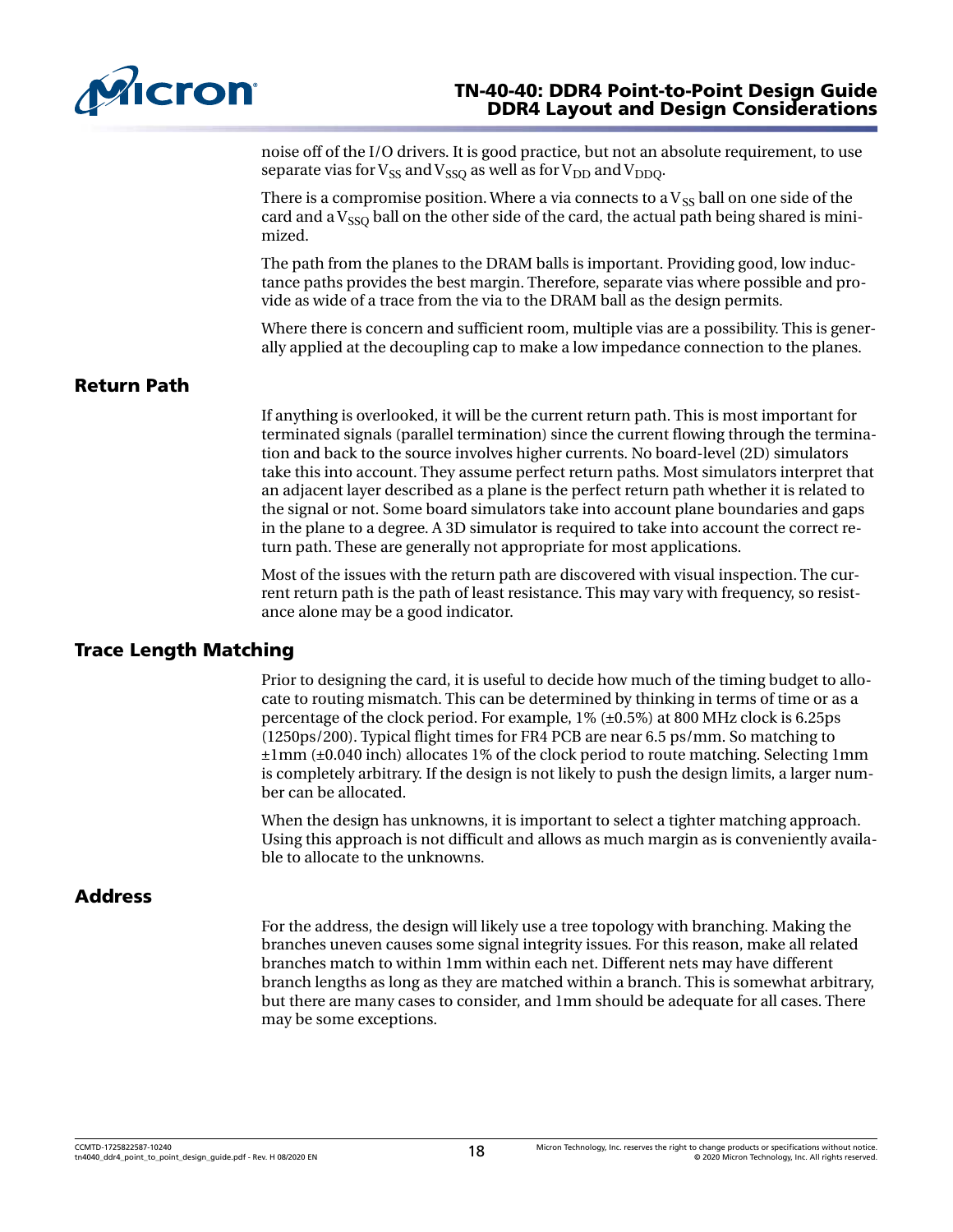noise off of the I/O drivers. It is good practice, but not an absolute requirement, to use separate vias for $V_{SS}$ and $V_{SSQ}$ as well as for $V_{DD}$ and $V_{DDQ}$.

There is a compromise position. Where a via connects to a $V_{SS}$ ball on one side of the card and a $V_{SSQ}$ ball on the other side of the card, the actual path being shared is minimized.

The path from the planes to the DRAM balls is important. Providing good, low inductance paths provides the best margin. Therefore, separate vias where possible and provide as wide of a trace from the via to the DRAM ball as the design permits.

Where there is concern and sufficient room, multiple vias are a possibility. This is generally applied at the decoupling cap to make a low impedance connection to the planes.

## Return Path

If anything is overlooked, it will be the current return path. This is most important for terminated signals (parallel termination) since the current flowing through the termination and back to the source involves higher currents. No board-level (2D) simulators take this into account. They assume perfect return paths. Most simulators interpret that an adjacent layer described as a plane is the perfect return path whether it is related to the signal or not. Some board simulators take into account plane boundaries and gaps in the plane to a degree. A 3D simulator is required to take into account the correct return path. These are generally not appropriate for most applications.

Most of the issues with the return path are discovered with visual inspection. The current return path is the path of least resistance. This may vary with frequency, so resistance alone may be a good indicator.

## Trace Length Matching

Prior to designing the card, it is useful to decide how much of the timing budget to allocate to routing mismatch. This can be determined by thinking in terms of time or as a percentage of the clock period. For example, 1% (±0.5%) at 800 MHz clock is 6.25ps (1250ps/200). Typical flight times for FR4 PCB are near 6.5 ps/mm. So matching to ±1mm (±0.040 inch) allocates 1% of the clock period to route matching. Selecting 1mm is completely arbitrary. If the design is not likely to push the design limits, a larger number can be allocated.

When the design has unknowns, it is important to select a tighter matching approach. Using this approach is not difficult and allows as much margin as is conveniently available to allocate to the unknowns.

## Address

For the address, the design will likely use a tree topology with branching. Making the branches uneven causes some signal integrity issues. For this reason, make all related branches match to within 1mm within each net. Different nets may have different branch lengths as long as they are matched within a branch. This is somewhat arbitrary, but there are many cases to consider, and 1mm should be adequate for all cases. There may be some exceptions.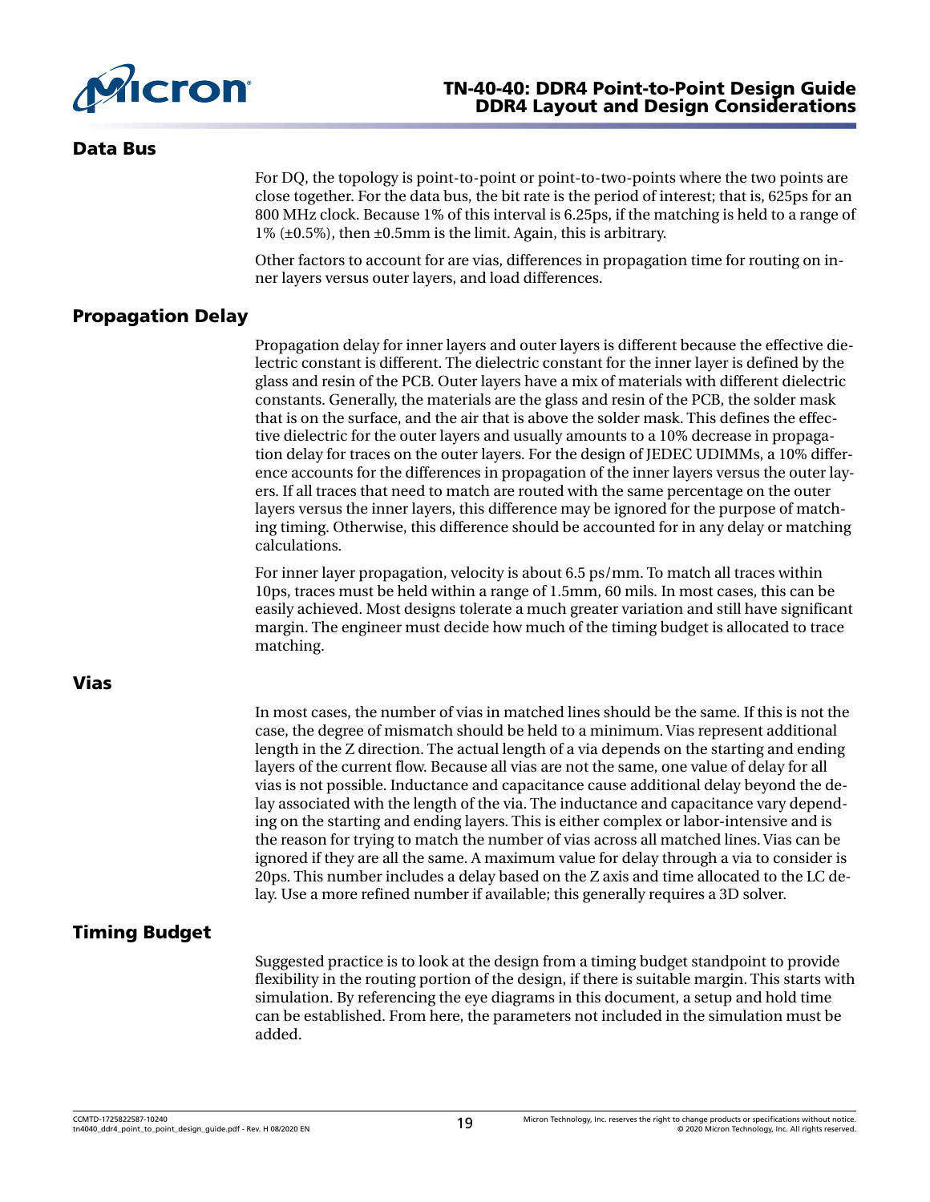## Data Bus

For DQ, the topology is point-to-point or point-to-two-points where the two points are close together. For the data bus, the bit rate is the period of interest; that is, 625ps for an 800 MHz clock. Because 1% of this interval is 6.25ps, if the matching is held to a range of 1% (±0.5%), then ±0.5mm is the limit. Again, this is arbitrary.

Other factors to account for are vias, differences in propagation time for routing on inner layers versus outer layers, and load differences.

## Propagation Delay

Propagation delay for inner layers and outer layers is different because the effective dielectric constant is different. The dielectric constant for the inner layer is defined by the glass and resin of the PCB. Outer layers have a mix of materials with different dielectric constants. Generally, the materials are the glass and resin of the PCB, the solder mask that is on the surface, and the air that is above the solder mask. This defines the effective dielectric for the outer layers and usually amounts to a 10% decrease in propagation delay for traces on the outer layers. For the design of JEDEC UDIMMs, a 10% difference accounts for the differences in propagation of the inner layers versus the outer layers. If all traces that need to match are routed with the same percentage on the outer layers versus the inner layers, this difference may be ignored for the purpose of matching timing. Otherwise, this difference should be accounted for in any delay or matching calculations.

For inner layer propagation, velocity is about 6.5 ps/mm. To match all traces within 10ps, traces must be held within a range of 1.5mm, 60 mils. In most cases, this can be easily achieved. Most designs tolerate a much greater variation and still have significant margin. The engineer must decide how much of the timing budget is allocated to trace matching.

## Vias

In most cases, the number of vias in matched lines should be the same. If this is not the case, the degree of mismatch should be held to a minimum. Vias represent additional length in the Z direction. The actual length of a via depends on the starting and ending layers of the current flow. Because all vias are not the same, one value of delay for all vias is not possible. Inductance and capacitance cause additional delay beyond the delay associated with the length of the via. The inductance and capacitance vary depending on the starting and ending layers. This is either complex or labor-intensive and is the reason for trying to match the number of vias across all matched lines. Vias can be ignored if they are all the same. A maximum value for delay through a via to consider is 20ps. This number includes a delay based on the Z axis and time allocated to the LC delay. Use a more refined number if available; this generally requires a 3D solver.

## Timing Budget

Suggested practice is to look at the design from a timing budget standpoint to provide flexibility in the routing portion of the design, if there is suitable margin. This starts with simulation. By referencing the eye diagrams in this document, a setup and hold time can be established. From here, the parameters not included in the simulation must be added.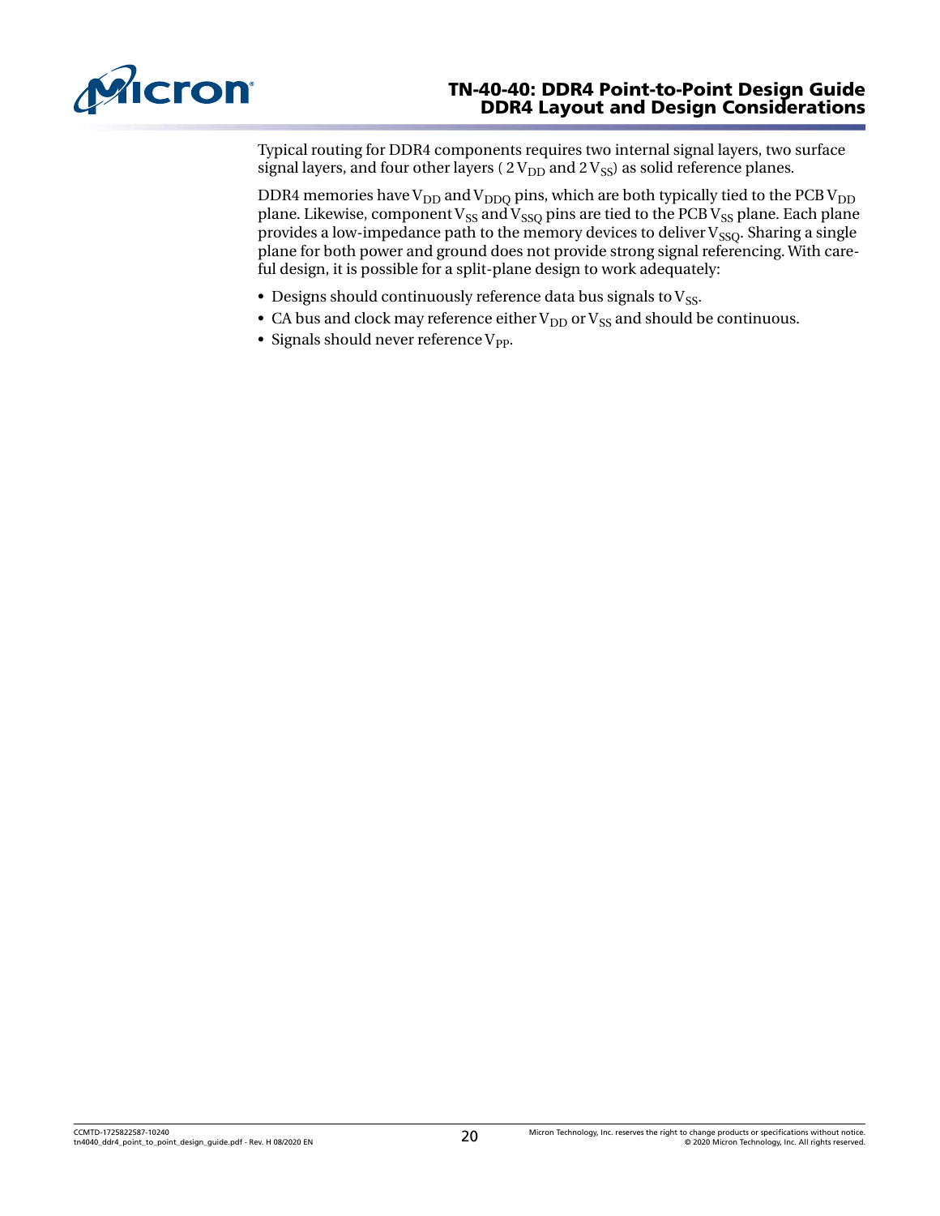Typical routing for DDR4 components requires two internal signal layers, two surface signal layers, and four other layers ( 2 $V_{DD}$ and 2 $V_{SS}$) as solid reference planes.

DDR4 memories have $V_{DD}$ and $V_{DDQ}$ pins, which are both typically tied to the PCB $V_{DD}$ plane. Likewise, component $V_{SS}$ and $V_{SSQ}$ pins are tied to the PCB $V_{SS}$ plane. Each plane provides a low-impedance path to the memory devices to deliver $V_{SSQ}$. Sharing a single plane for both power and ground does not provide strong signal referencing. With careful design, it is possible for a split-plane design to work adequately:

- Designs should continuously reference data bus signals to $V_{SS}$.
- CA bus and clock may reference either $V_{DD}$ or $V_{SS}$ and should be continuous.
- Signals should never reference $V_{PP}$.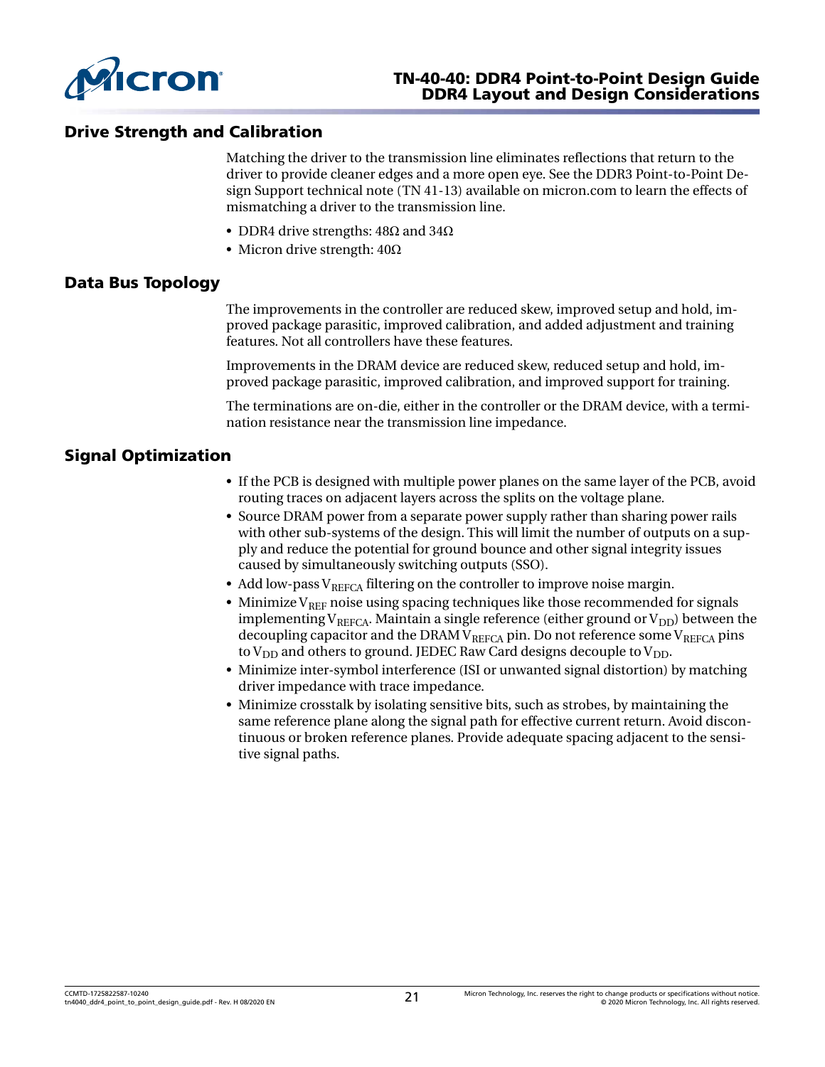## Drive Strength and Calibration

Matching the driver to the transmission line eliminates reflections that return to the driver to provide cleaner edges and a more open eye. See the DDR3 Point-to-Point Design Support technical note (TN 41-13) available on micron.com to learn the effects of mismatching a driver to the transmission line.

- DDR4 drive strengths: 48Ω and 34Ω
- Micron drive strength: 40Ω

## Data Bus Topology

The improvements in the controller are reduced skew, improved setup and hold, improved package parasitic, improved calibration, and added adjustment and training features. Not all controllers have these features.

Improvements in the DRAM device are reduced skew, reduced setup and hold, improved package parasitic, improved calibration, and improved support for training.

The terminations are on-die, either in the controller or the DRAM device, with a termination resistance near the transmission line impedance.

## Signal Optimization

- If the PCB is designed with multiple power planes on the same layer of the PCB, avoid routing traces on adjacent layers across the splits on the voltage plane.
- Source DRAM power from a separate power supply rather than sharing power rails with other sub-systems of the design. This will limit the number of outputs on a supply and reduce the potential for ground bounce and other signal integrity issues caused by simultaneously switching outputs (SSO).
- Add low-pass $V_{REFCA}$ filtering on the controller to improve noise margin.
- Minimize $V_{REF}$ noise using spacing techniques like those recommended for signals implementing $V_{REFCA}$. Maintain a single reference (either ground or $V_{DD}$) between the decoupling capacitor and the DRAM $V_{REFCA}$ pin. Do not reference some $V_{REFCA}$ pins to $V_{DD}$ and others to ground. JEDEC Raw Card designs decouple to $V_{DD}$.
- Minimize inter-symbol interference (ISI or unwanted signal distortion) by matching driver impedance with trace impedance.
- Minimize crosstalk by isolating sensitive bits, such as strobes, by maintaining the same reference plane along the signal path for effective current return. Avoid discontinuous or broken reference planes. Provide adequate spacing adjacent to the sensitive signal paths.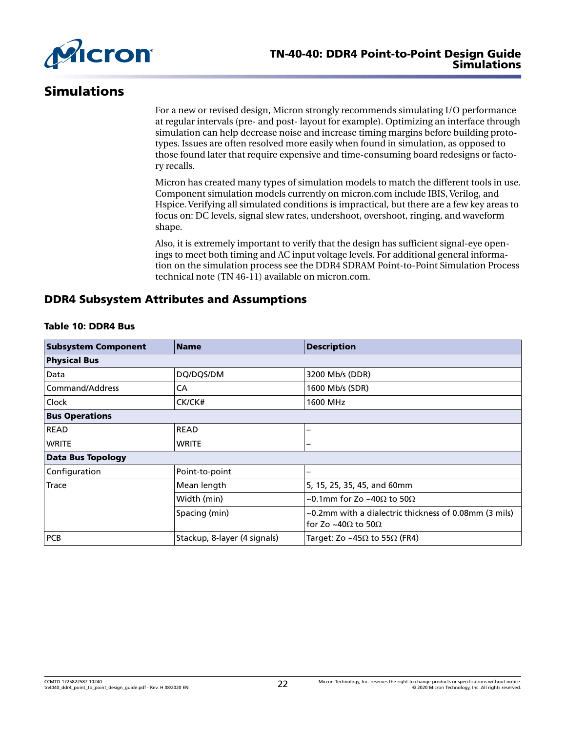# Simulations

For a new or revised design, Micron strongly recommends simulating I/O performance at regular intervals (pre- and post- layout for example). Optimizing an interface through simulation can help decrease noise and increase timing margins before building prototypes. Issues are often resolved more easily when found in simulation, as opposed to those found later that require expensive and time-consuming board redesigns or factory recalls.

Micron has created many types of simulation models to match the different tools in use. Component simulation models currently on micron.com include IBIS, Verilog, and Hspice. Verifying all simulated conditions is impractical, but there are a few key areas to focus on: DC levels, signal slew rates, undershoot, overshoot, ringing, and waveform shape.

Also, it is extremely important to verify that the design has sufficient signal-eye openings to meet both timing and AC input voltage levels. For additional general information on the simulation process see the DDR4 SDRAM Point-to-Point Simulation Process technical note (TN 46-11) available on micron.com.

## DDR4 Subsystem Attributes and Assumptions

**Table 10: DDR4 Bus**

| Subsystem Component | Name | Description |
|---|---|---|
| **Physical Bus** | | |
| Data | DQ/DQS/DM | 3200 Mb/s (DDR) |
| Command/Address | CA | 1600 Mb/s (SDR) |
| Clock | CK/CK# | 1600 MHz |
| **Bus Operations** | | |
| READ | READ | – |
| WRITE | WRITE | – |
| **Data Bus Topology** | | |
| Configuration | Point-to-point | – |
| Trace | Mean length | 5, 15, 25, 35, 45, and 60mm |
| | Width (min) | ~0.1mm for Zo ~40Ω to 50Ω |
| | Spacing (min) | ~0.2mm with a dielectric thickness of 0.08mm (3 mils) for Zo ~40Ω to 50Ω |
| PCB | Stackup, 8-layer (4 signals) | Target: Zo ~45Ω to 55Ω (FR4) |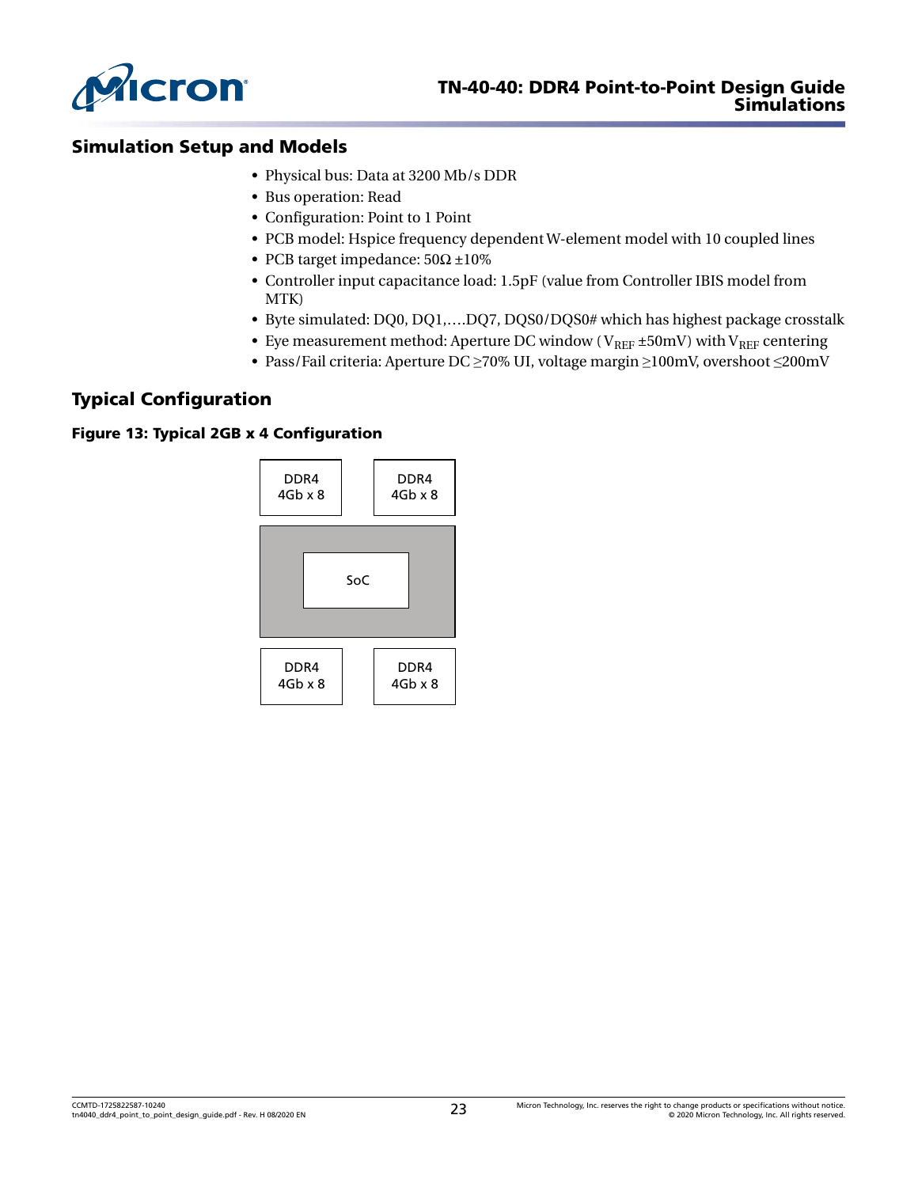## Simulation Setup and Models

- Physical bus: Data at 3200 Mb/s DDR
- Bus operation: Read
- Configuration: Point to 1 Point
- PCB model: Hspice frequency dependent W-element model with 10 coupled lines
- PCB target impedance: 50Ω ±10%
- Controller input capacitance load: 1.5pF (value from Controller IBIS model from MTK)
- Byte simulated: DQ0, DQ1,….DQ7, DQS0/DQS0# which has highest package crosstalk
- Eye measurement method: Aperture DC window ($V_{REF}$ ±50mV) with $V_{REF}$ centering
- Pass/Fail criteria: Aperture DC ≥70% UI, voltage margin ≥100mV, overshoot ≤200mV

## Typical Configuration

**Figure 13: Typical 2GB x 4 Configuration**

DDR4 4Gb x 8 | DDR4 4Gb x 8

SoC

DDR4 4Gb x 8 | DDR4 4Gb x 8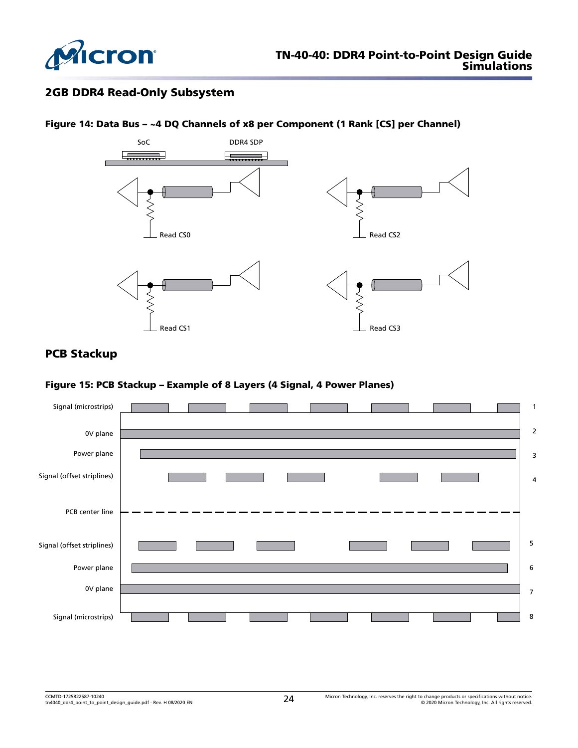## 2GB DDR4 Read-Only Subsystem

**Figure 14: Data Bus – ~4 DQ Channels of x8 per Component (1 Rank [CS] per Channel)**

SoC DDR4 SDP

Read CS0

Read CS2

Read CS1

Read CS3

## PCB Stackup

**Figure 15: PCB Stackup – Example of 8 Layers (4 Signal, 4 Power Planes)**

| Layer | Description |
|---|---|
| 1 | Signal (microstrips) |
| 2 | 0V plane |
| 3 | Power plane |
| 4 | Signal (offset striplines) |
| | PCB center line |
| 5 | Signal (offset striplines) |
| 6 | Power plane |
| 7 | 0V plane |
| 8 | Signal (microstrips) |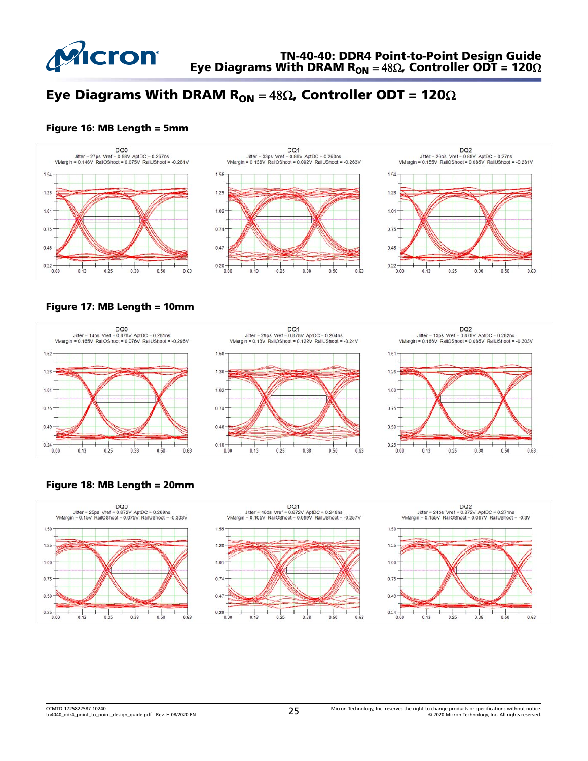# Eye Diagrams With DRAM $R_{ON}$ = 48Ω, Controller ODT = 120Ω

**Figure 16: MB Length = 5mm**

DQ0
Jitter = 27ps Vref = 0.88V AptDC = 0.267ns
VMargin = 0.146V RailOShoot = 0.075V RailUShoot = -0.281V

DQ1
Jitter = 33ps Vref = 0.88V AptDC = 0.263ns
VMargin = 0.136V RailOShoot = 0.092V RailUShoot = -0.263V

DQ2
Jitter = 26ps Vref = 0.88V AptDC = 0.27ns
VMargin = 0.155V RailOShoot = 0.085V RailUShoot = -0.281V

**Figure 17: MB Length = 10mm**

DQ0
Jitter = 14ps Vref = 0.878V AptDC = 0.281ns
VMargin = 0.165V RailOShoot = 0.076V RailUShoot = -0.296V

DQ1
Jitter = 29ps Vref = 0.878V AptDC = 0.264ns
VMargin = 0.13V RailOShoot = 0.122V RailUShoot = -0.24V

DQ2
Jitter = 13ps Vref = 0.878V AptDC = 0.282ns
VMargin = 0.166V RailOShoot = 0.085V RailUShoot = -0.303V

**Figure 18: MB Length = 20mm**

DQ0
Jitter = 25ps Vref = 0.872V AptDC = 0.269ns
VMargin = 0.15V RailOShoot = 0.075V RailUShoot = -0.300V

DQ1
Jitter = 46ps Vref = 0.872V AptDC = 0.248ns
VMargin = 0.105V RailOShoot = 0.099V RailUShoot = -0.257V

DQ2
Jitter = 24ps Vref = 0.872V AptDC = 0.271ns
VMargin = 0.156V RailOShoot = 0.087V RailUShoot = -0.3V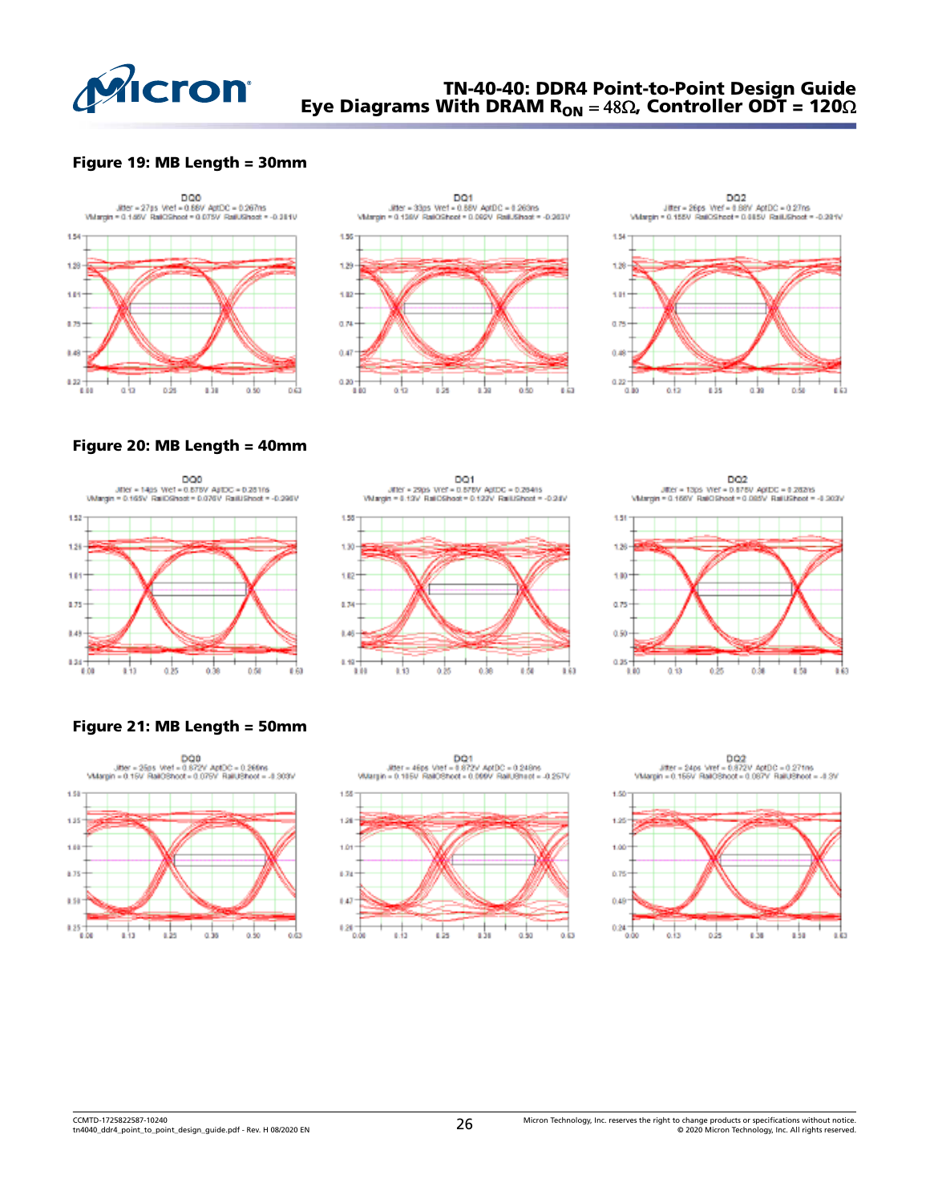### Figure 19: MB Length = 30mm

DQ0
Jitter = 27ps Vref = 0.88V AptDC = 0.267ns
VMargin = 0.146V RailOShoot = 0.075V RailUShoot = -0.281V

DQ1
Jitter = 33ps Vref = 0.88V AptDC = 0.263ns
VMargin = 0.139V RailOShoot = 0.092V RailUShoot = -0.263V

DQ2
Jitter = 26ps Vref = 0.88V AptDC = 0.27ns
VMargin = 0.158V RailOShoot = 0.085V RailUShoot = -0.281V

### Figure 20: MB Length = 40mm

DQ0
Jitter = 14ps Vref = 0.878V AptDC = 0.281ns
VMargin = 0.165V RailOShoot = 0.076V RailUShoot = -0.296V

DQ1
Jitter = 29ps Vref = 0.878V AptDC = 0.264ns
VMargin = 0.13V RailOShoot = 0.122V RailUShoot = -0.24V

DQ2
Jitter = 13ps Vref = 0.878V AptDC = 0.282ns
VMargin = 0.166V RailOShoot = 0.085V RailUShoot = -0.303V

### Figure 21: MB Length = 50mm

DQ0
Jitter = 25ps Vref = 0.872V AptDC = 0.266ns
VMargin = 0.15V RailOShoot = 0.075V RailUShoot = -0.303V

DQ1
Jitter = 46ps Vref = 0.872V AptDC = 0.248ns
VMargin = 0.165V RailOShoot = 0.099V RailUShoot = -0.257V

DQ2
Jitter = 24ps Vref = 0.872V AptDC = 0.271ns
VMargin = 0.156V RailOShoot = 0.087V RailUShoot = -0.3V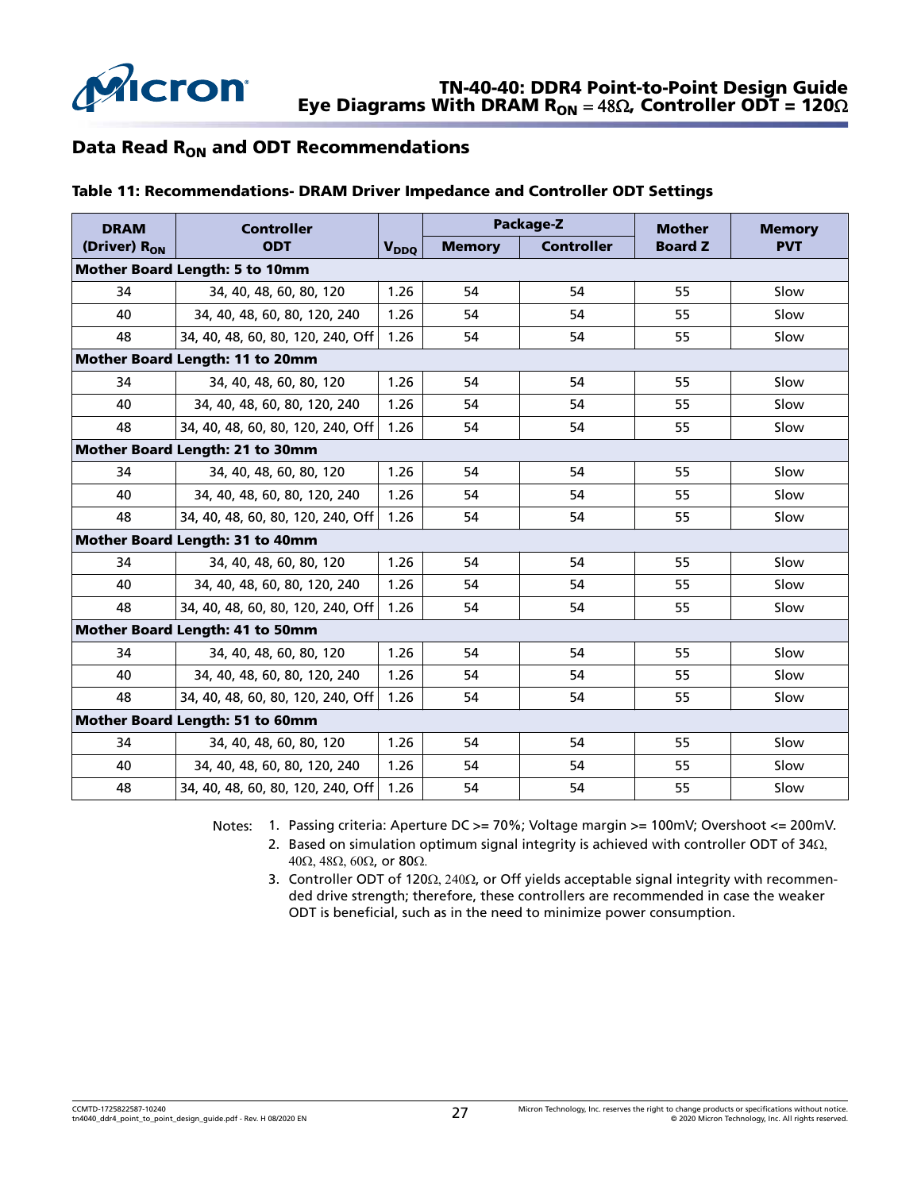## Data Read $R_{ON}$ and ODT Recommendations

**Table 11: Recommendations- DRAM Driver Impedance and Controller ODT Settings**

| DRAM (Driver) $R_{ON}$ | Controller ODT | $V_{DDQ}$ | Package-Z | | Mother Board Z | Memory PVT |
|---|---|---|---|---|---|---|
| | | | Memory | Controller | | |
| **Mother Board Length: 5 to 10mm** | | | | | | |
| 34 | 34, 40, 48, 60, 80, 120 | 1.26 | 54 | 54 | 55 | Slow |
| 40 | 34, 40, 48, 60, 80, 120, 240 | 1.26 | 54 | 54 | 55 | Slow |
| 48 | 34, 40, 48, 60, 80, 120, 240, Off | 1.26 | 54 | 54 | 55 | Slow |
| **Mother Board Length: 11 to 20mm** | | | | | | |
| 34 | 34, 40, 48, 60, 80, 120 | 1.26 | 54 | 54 | 55 | Slow |
| 40 | 34, 40, 48, 60, 80, 120, 240 | 1.26 | 54 | 54 | 55 | Slow |
| 48 | 34, 40, 48, 60, 80, 120, 240, Off | 1.26 | 54 | 54 | 55 | Slow |
| **Mother Board Length: 21 to 30mm** | | | | | | |
| 34 | 34, 40, 48, 60, 80, 120 | 1.26 | 54 | 54 | 55 | Slow |
| 40 | 34, 40, 48, 60, 80, 120, 240 | 1.26 | 54 | 54 | 55 | Slow |
| 48 | 34, 40, 48, 60, 80, 120, 240, Off | 1.26 | 54 | 54 | 55 | Slow |
| **Mother Board Length: 31 to 40mm** | | | | | | |
| 34 | 34, 40, 48, 60, 80, 120 | 1.26 | 54 | 54 | 55 | Slow |
| 40 | 34, 40, 48, 60, 80, 120, 240 | 1.26 | 54 | 54 | 55 | Slow |
| 48 | 34, 40, 48, 60, 80, 120, 240, Off | 1.26 | 54 | 54 | 55 | Slow |
| **Mother Board Length: 41 to 50mm** | | | | | | |
| 34 | 34, 40, 48, 60, 80, 120 | 1.26 | 54 | 54 | 55 | Slow |
| 40 | 34, 40, 48, 60, 80, 120, 240 | 1.26 | 54 | 54 | 55 | Slow |
| 48 | 34, 40, 48, 60, 80, 120, 240, Off | 1.26 | 54 | 54 | 55 | Slow |
| **Mother Board Length: 51 to 60mm** | | | | | | |
| 34 | 34, 40, 48, 60, 80, 120 | 1.26 | 54 | 54 | 55 | Slow |
| 40 | 34, 40, 48, 60, 80, 120, 240 | 1.26 | 54 | 54 | 55 | Slow |
| 48 | 34, 40, 48, 60, 80, 120, 240, Off | 1.26 | 54 | 54 | 55 | Slow |

Notes:
1. Passing criteria: Aperture DC >= 70%; Voltage margin >= 100mV; Overshoot <= 200mV.
2. Based on simulation optimum signal integrity is achieved with controller ODT of 34Ω, 40Ω, 48Ω, 60Ω, or 80Ω.
3. Controller ODT of 120Ω, 240Ω, or Off yields acceptable signal integrity with recommended drive strength; therefore, these controllers are recommended in case the weaker ODT is beneficial, such as in the need to minimize power consumption.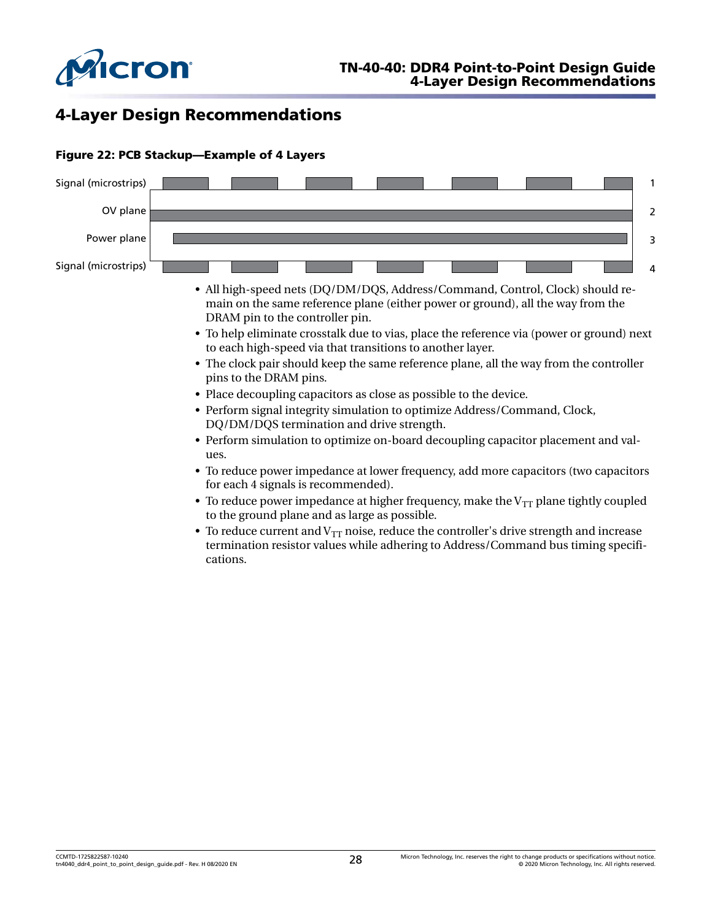## 4-Layer Design Recommendations

**Figure 22: PCB Stackup—Example of 4 Layers**

Signal (microstrips) 1

0V plane 2

Power plane 3

Signal (microstrips) 4

- All high-speed nets (DQ/DM/DQS, Address/Command, Control, Clock) should remain on the same reference plane (either power or ground), all the way from the DRAM pin to the controller pin.
- To help eliminate crosstalk due to vias, place the reference via (power or ground) next to each high-speed via that transitions to another layer.
- The clock pair should keep the same reference plane, all the way from the controller pins to the DRAM pins.
- Place decoupling capacitors as close as possible to the device.
- Perform signal integrity simulation to optimize Address/Command, Clock, DQ/DM/DQS termination and drive strength.
- Perform simulation to optimize on-board decoupling capacitor placement and values.
- To reduce power impedance at lower frequency, add more capacitors (two capacitors for each 4 signals is recommended).
- To reduce power impedance at higher frequency, make the $V_{TT}$ plane tightly coupled to the ground plane and as large as possible.
- To reduce current and $V_{TT}$ noise, reduce the controller's drive strength and increase termination resistor values while adhering to Address/Command bus timing specifications.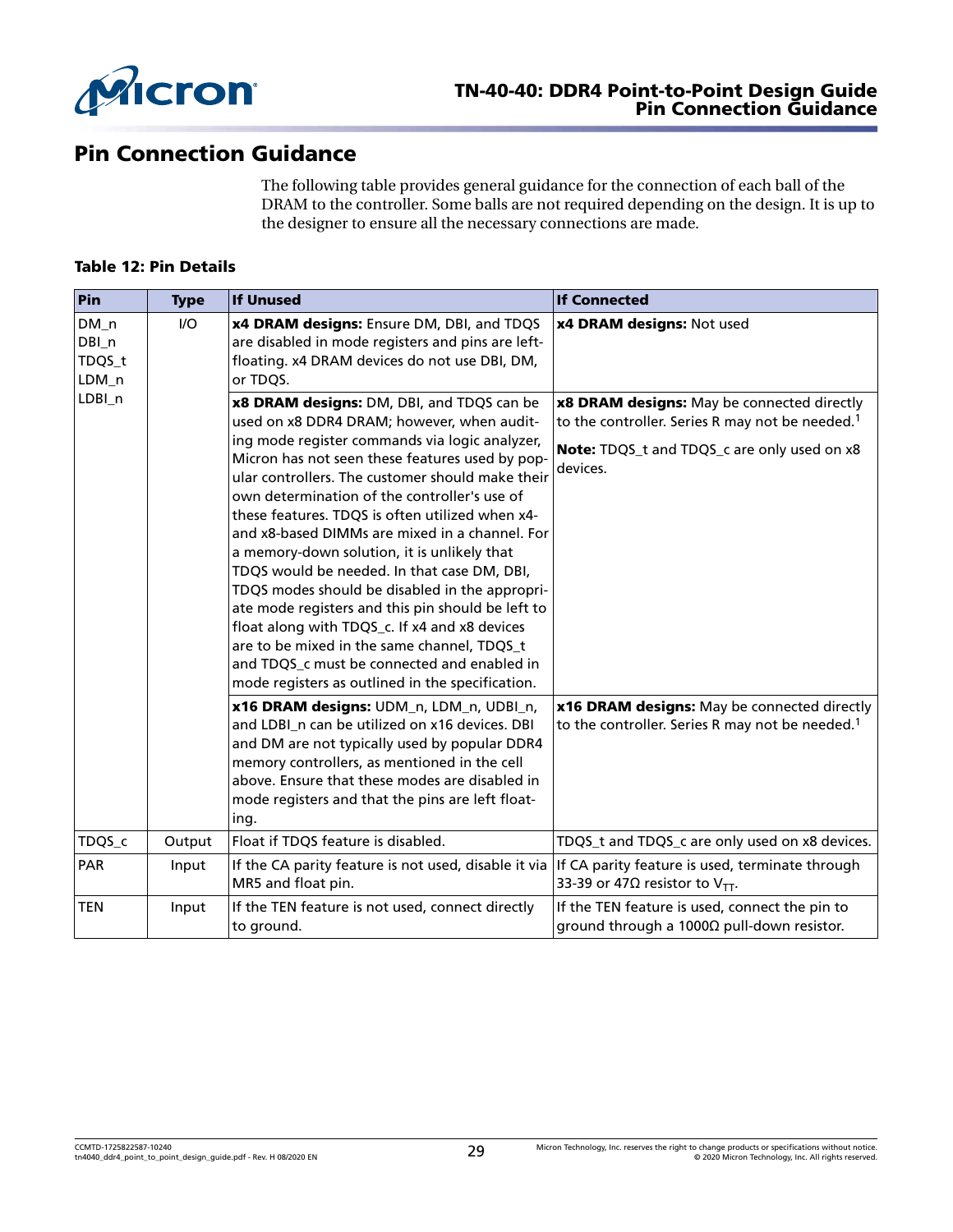# Pin Connection Guidance

The following table provides general guidance for the connection of each ball of the DRAM to the controller. Some balls are not required depending on the design. It is up to the designer to ensure all the necessary connections are made.

**Table 12: Pin Details**

| Pin | Type | If Unused | If Connected |
|---|---|---|---|
| DM_n DBI_n TDQS_t LDM_n LDBI_n | I/O | **x4 DRAM designs:** Ensure DM, DBI, and TDQS are disabled in mode registers and pins are left-floating. x4 DRAM devices do not use DBI, DM, or TDQS. | **x4 DRAM designs:** Not used |
| | | **x8 DRAM designs:** DM, DBI, and TDQS can be used on x8 DDR4 DRAM; however, when auditing mode register commands via logic analyzer, Micron has not seen these features used by popular controllers. The customer should make their own determination of the controller's use of these features. TDQS is often utilized when x4- and x8-based DIMMs are mixed in a channel. For a memory-down solution, it is unlikely that TDQS would be needed. In that case DM, DBI, TDQS modes should be disabled in the appropriate mode registers and this pin should be left to float along with TDQS_c. If x4 and x8 devices are to be mixed in the same channel, TDQS_t and TDQS_c must be connected and enabled in mode registers as outlined in the specification. | **x8 DRAM designs:** May be connected directly to the controller. Series R may not be needed.[1] **Note:** TDQS_t and TDQS_c are only used on x8 devices. |
| | | **x16 DRAM designs:** UDM_n, LDM_n, UDBI_n, and LDBI_n can be utilized on x16 devices. DBI and DM are not typically used by popular DDR4 memory controllers, as mentioned in the cell above. Ensure that these modes are disabled in mode registers and that the pins are left floating. | **x16 DRAM designs:** May be connected directly to the controller. Series R may not be needed.[1] |
| TDQS_c | Output | Float if TDQS feature is disabled. | TDQS_t and TDQS_c are only used on x8 devices. |
| PAR | Input | If the CA parity feature is not used, disable it via MR5 and float pin. | If CA parity feature is used, terminate through 33-39 or 47Ω resistor to $V_{TT}$. |
| TEN | Input | If the TEN feature is not used, connect directly to ground. | If the TEN feature is used, connect the pin to ground through a 1000Ω pull-down resistor. |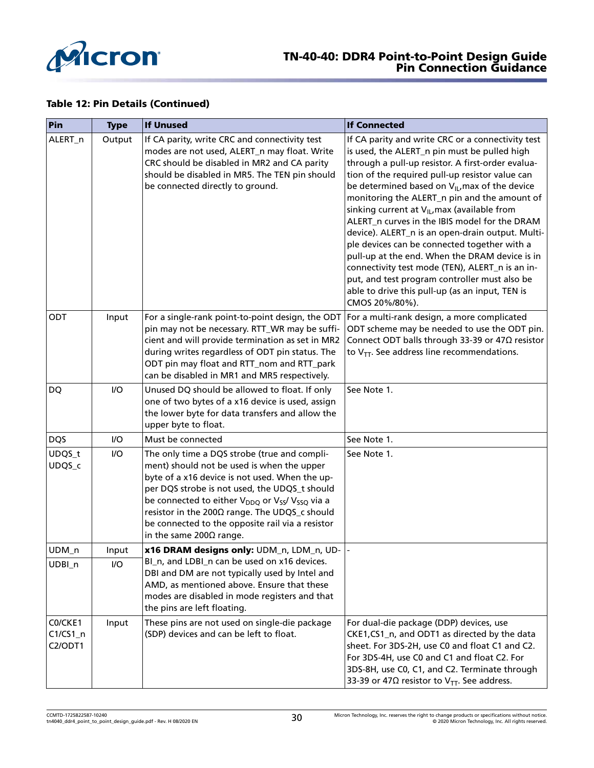### Table 12: Pin Details (Continued)

| Pin | Type | If Unused | If Connected |
|---|---|---|---|
| ALERT_n | Output | If CA parity, write CRC and connectivity test modes are not used, ALERT_n may float. Write CRC should be disabled in MR2 and CA parity should be disabled in MR5. The TEN pin should be connected directly to ground. | If CA parity and write CRC or a connectivity test is used, the ALERT_n pin must be pulled high through a pull-up resistor. A first-order evaluation of the required pull-up resistor value can be determined based on $V_{IL}$,max of the device monitoring the ALERT_n pin and the amount of sinking current at $V_{IL}$,max (available from ALERT_n curves in the IBIS model for the DRAM device). ALERT_n is an open-drain output. Multiple devices can be connected together with a pull-up at the end. When the DRAM device is in connectivity test mode (TEN), ALERT_n is an input, and test program controller must also be able to drive this pull-up (as an input, TEN is CMOS 20%/80%). |
| ODT | Input | For a single-rank point-to-point design, the ODT pin may not be necessary. RTT_WR may be sufficient and will provide termination as set in MR2 during writes regardless of ODT pin status. The ODT pin may float and RTT_nom and RTT_park can be disabled in MR1 and MR5 respectively. | For a multi-rank design, a more complicated ODT scheme may be needed to use the ODT pin. Connect ODT balls through 33-39 or 47Ω resistor to $V_{TT}$. See address line recommendations. |
| DQ | I/O | Unused DQ should be allowed to float. If only one of two bytes of a x16 device is used, assign the lower byte for data transfers and allow the upper byte to float. | See Note 1. |
| DQS | I/O | Must be connected | See Note 1. |
| UDQS_t UDQS_c | I/O | The only time a DQS strobe (true and compliment) should not be used is when the upper byte of a x16 device is not used. When the upper DQS strobe is not used, the UDQS_t should be connected to either $V_{DDQ}$ or $V_{SS}$/ $V_{SSQ}$ via a resistor in the 200Ω range. The UDQS_c should be connected to the opposite rail via a resistor in the same 200Ω range. | See Note 1. |
| UDM_n | Input | **x16 DRAM designs only:** UDM_n, LDM_n, UDBI_n, and LDBI_n can be used on x16 devices. DBI and DM are not typically used by Intel and AMD, as mentioned above. Ensure that these modes are disabled in mode registers and that the pins are left floating. | - |
| UDBI_n | I/O | | |
| C0/CKE1 C1/CS1_n C2/ODT1 | Input | These pins are not used on single-die package (SDP) devices and can be left to float. | For dual-die package (DDP) devices, use CKE1,CS1_n, and ODT1 as directed by the data sheet. For 3DS-2H, use C0 and float C1 and C2. For 3DS-4H, use C0 and C1 and float C2. For 3DS-8H, use C0, C1, and C2. Terminate through 33-39 or 47Ω resistor to $V_{TT}$. See address. |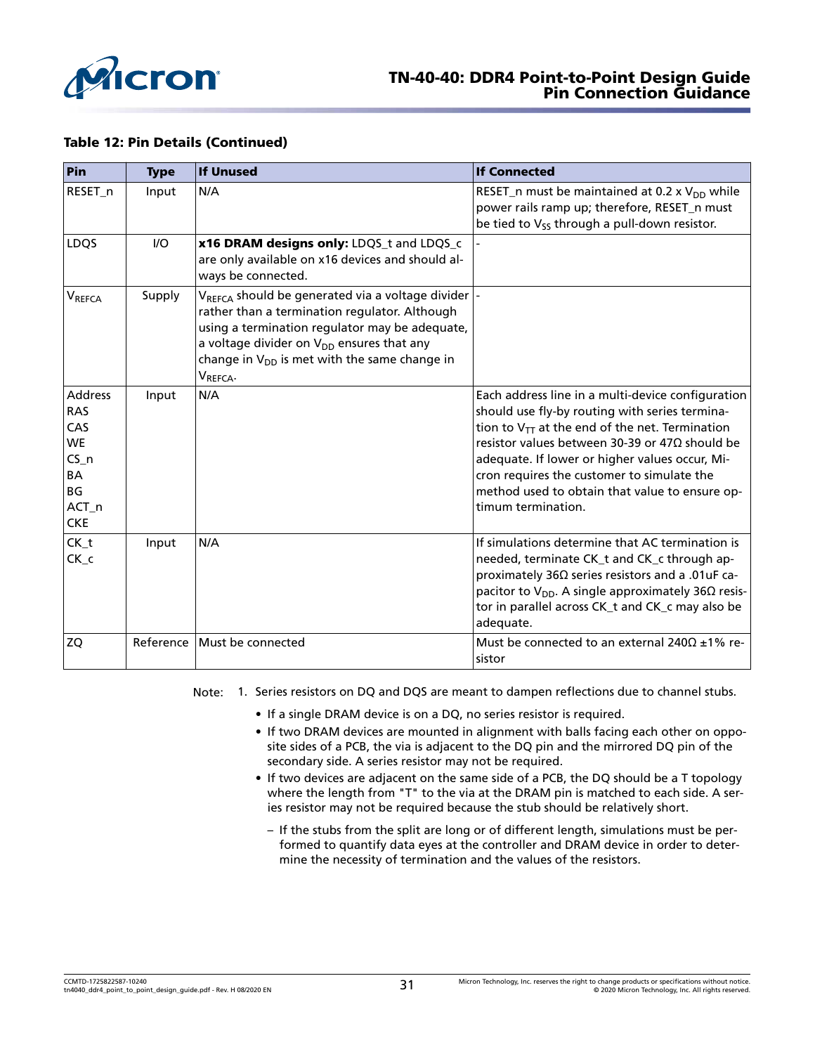**Table 12: Pin Details (Continued)**

| Pin | Type | If Unused | If Connected |
|---|---|---|---|
| RESET_n | Input | N/A | RESET_n must be maintained at 0.2 x $V_{DD}$ while power rails ramp up; therefore, RESET_n must be tied to $V_{SS}$ through a pull-down resistor. |
| LDQS | I/O | **x16 DRAM designs only:** LDQS_t and LDQS_c are only available on x16 devices and should always be connected. | - |
| $V_{REFCA}$ | Supply | $V_{REFCA}$ should be generated via a voltage divider rather than a termination regulator. Although using a termination regulator may be adequate, a voltage divider on $V_{DD}$ ensures that any change in $V_{DD}$ is met with the same change in $V_{REFCA}$. | - |
| Address<br>RAS<br>CAS<br>WE<br>CS_n<br>BA<br>BG<br>ACT_n<br>CKE | Input | N/A | Each address line in a multi-device configuration should use fly-by routing with series termination to $V_{TT}$ at the end of the net. Termination resistor values between 30-39 or 47Ω should be adequate. If lower or higher values occur, Micron requires the customer to simulate the method used to obtain that value to ensure optimum termination. |
| CK_t<br>CK_c | Input | N/A | If simulations determine that AC termination is needed, terminate CK_t and CK_c through approximately 36Ω series resistors and a .01uF capacitor to $V_{DD}$. A single approximately 36Ω resistor in parallel across CK_t and CK_c may also be adequate. |
| ZQ | Reference | Must be connected | Must be connected to an external 240Ω ±1% resistor |

Note: 1. Series resistors on DQ and DQS are meant to dampen reflections due to channel stubs.

- If a single DRAM device is on a DQ, no series resistor is required.
- If two DRAM devices are mounted in alignment with balls facing each other on opposite sides of a PCB, the via is adjacent to the DQ pin and the mirrored DQ pin of the secondary side. A series resistor may not be required.
- If two devices are adjacent on the same side of a PCB, the DQ should be a T topology where the length from "T" to the via at the DRAM pin is matched to each side. A series resistor may not be required because the stub should be relatively short.
  - If the stubs from the split are long or of different length, simulations must be performed to quantify data eyes at the controller and DRAM device in order to determine the necessity of termination and the values of the resistors.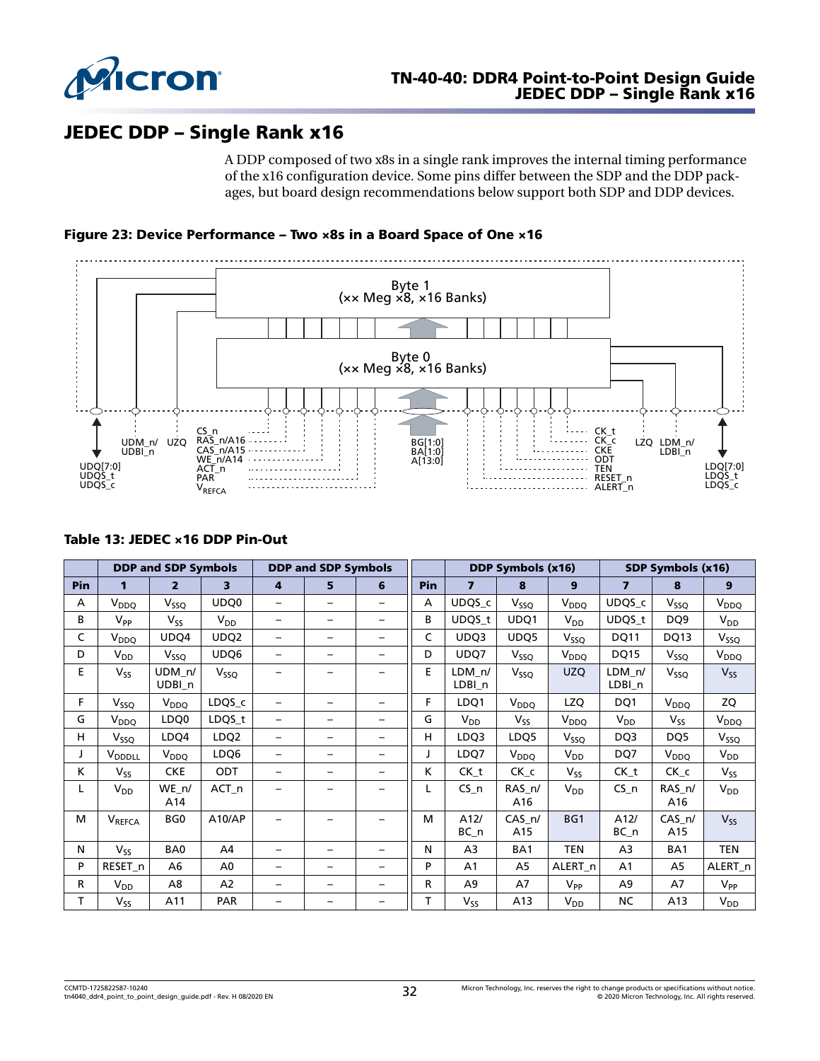# JEDEC DDP – Single Rank x16

A DDP composed of two x8s in a single rank improves the internal timing performance of the x16 configuration device. Some pins differ between the SDP and the DDP packages, but board design recommendations below support both SDP and DDP devices.

**Figure 23: Device Performance – Two ×8s in a Board Space of One ×16**

**Table 13: JEDEC ×16 DDP Pin-Out**

| | DDP and SDP Symbols | | | DDP and SDP Symbols | | | | DDP Symbols (x16) | | | SDP Symbols (x16) | | |
|---|---|---|---|---|---|---|---|---|---|---|---|---|---|
| Pin | 1 | 2 | 3 | 4 | 5 | 6 | Pin | 7 | 8 | 9 | 7 | 8 | 9 |
| A | $V_{DDQ}$ | $V_{SSQ}$ | UDQ0 | – | – | – | A | UDQS_c | $V_{SSQ}$ | $V_{DDQ}$ | UDQS_c | $V_{SSQ}$ | $V_{DDQ}$ |
| B | $V_{PP}$ | $V_{SS}$ | $V_{DD}$ | – | – | – | B | UDQS_t | UDQ1 | $V_{DD}$ | UDQS_t | DQ9 | $V_{DD}$ |
| C | $V_{DDQ}$ | UDQ4 | UDQ2 | – | – | – | C | UDQ3 | UDQ5 | $V_{SSQ}$ | DQ11 | DQ13 | $V_{SSQ}$ |
| D | $V_{DD}$ | $V_{SSQ}$ | UDQ6 | – | – | – | D | UDQ7 | $V_{SSQ}$ | $V_{DDQ}$ | DQ15 | $V_{SSQ}$ | $V_{DDQ}$ |
| E | $V_{SS}$ | UDM_n/ UDBI_n | $V_{SSQ}$ | – | – | – | E | LDM_n/ LDBI_n | $V_{SSQ}$ | UZQ | LDM_n/ LDBI_n | $V_{SSQ}$ | $V_{SS}$ |
| F | $V_{SSQ}$ | $V_{DDQ}$ | LDQS_c | – | – | – | F | LDQ1 | $V_{DDQ}$ | LZQ | DQ1 | $V_{DDQ}$ | ZQ |
| G | $V_{DDQ}$ | LDQ0 | LDQS_t | – | – | – | G | $V_{DD}$ | $V_{SS}$ | $V_{DDQ}$ | $V_{DD}$ | $V_{SS}$ | $V_{DDQ}$ |
| H | $V_{SSQ}$ | LDQ4 | LDQ2 | – | – | – | H | LDQ3 | LDQ5 | $V_{SSQ}$ | DQ3 | DQ5 | $V_{SSQ}$ |
| J | $V_{DDDLL}$ | $V_{DDQ}$ | LDQ6 | – | – | – | J | LDQ7 | $V_{DDQ}$ | $V_{DD}$ | DQ7 | $V_{DDQ}$ | $V_{DD}$ |
| K | $V_{SS}$ | CKE | ODT | – | – | – | K | CK_t | CK_c | $V_{SS}$ | CK_t | CK_c | $V_{SS}$ |
| L | $V_{DD}$ | WE_n/ A14 | ACT_n | – | – | – | L | CS_n | RAS_n/ A16 | $V_{DD}$ | CS_n | RAS_n/ A16 | $V_{DD}$ |
| M | $V_{REFCA}$ | BG0 | A10/AP | – | – | – | M | A12/ BC_n | CAS_n/ A15 | BG1 | A12/ BC_n | CAS_n/ A15 | $V_{SS}$ |
| N | $V_{SS}$ | BA0 | A4 | – | – | – | N | A3 | BA1 | TEN | A3 | BA1 | TEN |
| P | RESET_n | A6 | A0 | – | – | – | P | A1 | A5 | ALERT_n | A1 | A5 | ALERT_n |
| R | $V_{DD}$ | A8 | A2 | – | – | – | R | A9 | A7 | $V_{PP}$ | A9 | A7 | $V_{PP}$ |
| T | $V_{SS}$ | A11 | PAR | – | – | – | T | $V_{SS}$ | A13 | $V_{DD}$ | NC | A13 | $V_{DD}$ |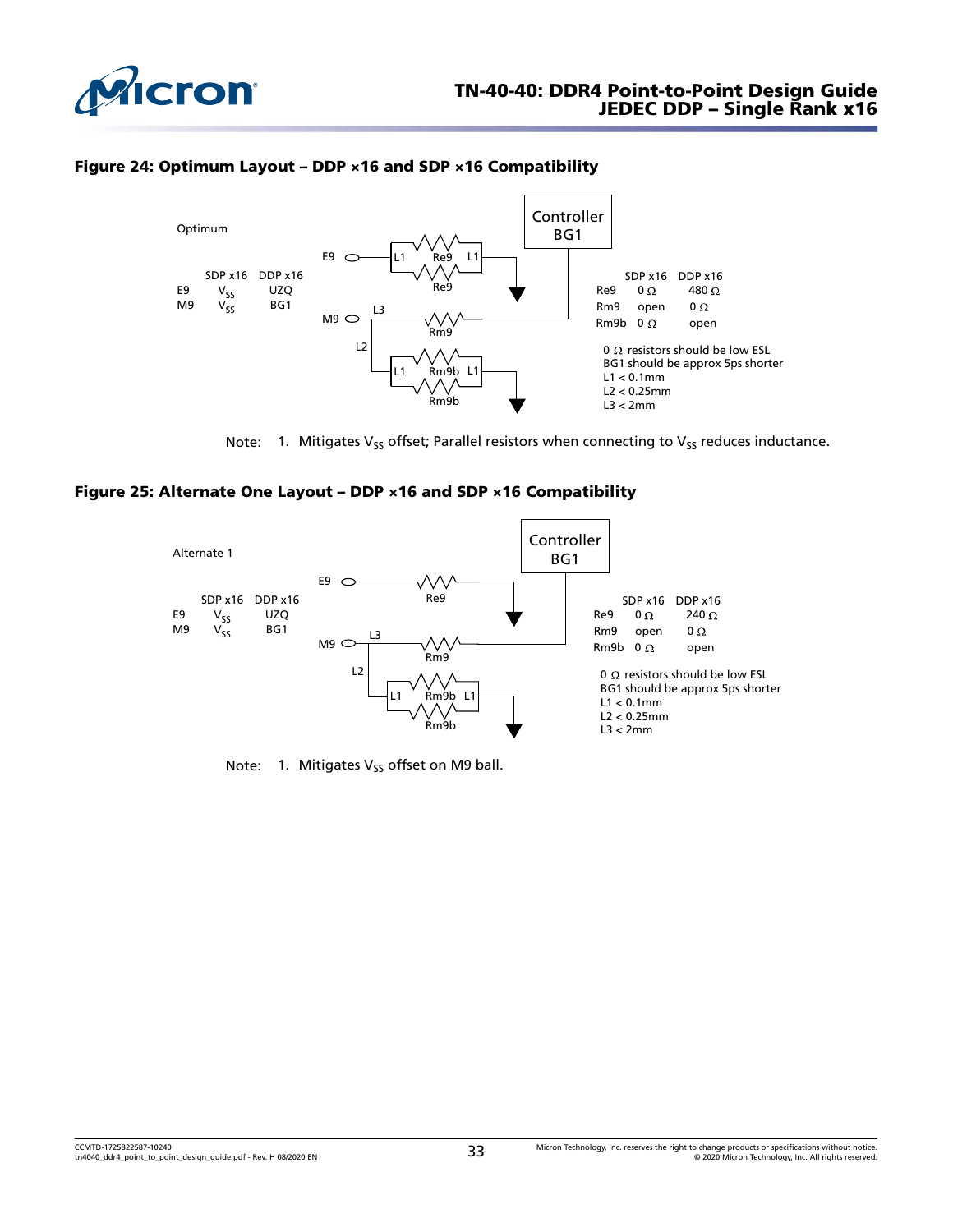### Figure 24: Optimum Layout – DDP ×16 and SDP ×16 Compatibility

Optimum

| | SDP x16 | DDP x16 |
|---|---|---|
| E9 | $V_{SS}$ | UZQ |
| M9 | $V_{SS}$ | BG1 |

| | SDP x16 | DDP x16 |
|---|---|---|
| Re9 | 0 Ω | 480 Ω |
| Rm9 | open | 0 Ω |
| Rm9b | 0 Ω | open |

0 Ω resistors should be low ESL
BG1 should be approx 5ps shorter
L1 < 0.1mm
L2 < 0.25mm
L3 < 2mm

Note: 1. Mitigates $V_{SS}$ offset; Parallel resistors when connecting to $V_{SS}$ reduces inductance.

### Figure 25: Alternate One Layout – DDP ×16 and SDP ×16 Compatibility

Alternate 1

| | SDP x16 | DDP x16 |
|---|---|---|
| E9 | $V_{SS}$ | UZQ |
| M9 | $V_{SS}$ | BG1 |

| | SDP x16 | DDP x16 |
|---|---|---|
| Re9 | 0 Ω | 240 Ω |
| Rm9 | open | 0 Ω |
| Rm9b | 0 Ω | open |

0 Ω resistors should be low ESL
BG1 should be approx 5ps shorter
L1 < 0.1mm
L2 < 0.25mm
L3 < 2mm

Note: 1. Mitigates $V_{SS}$ offset on M9 ball.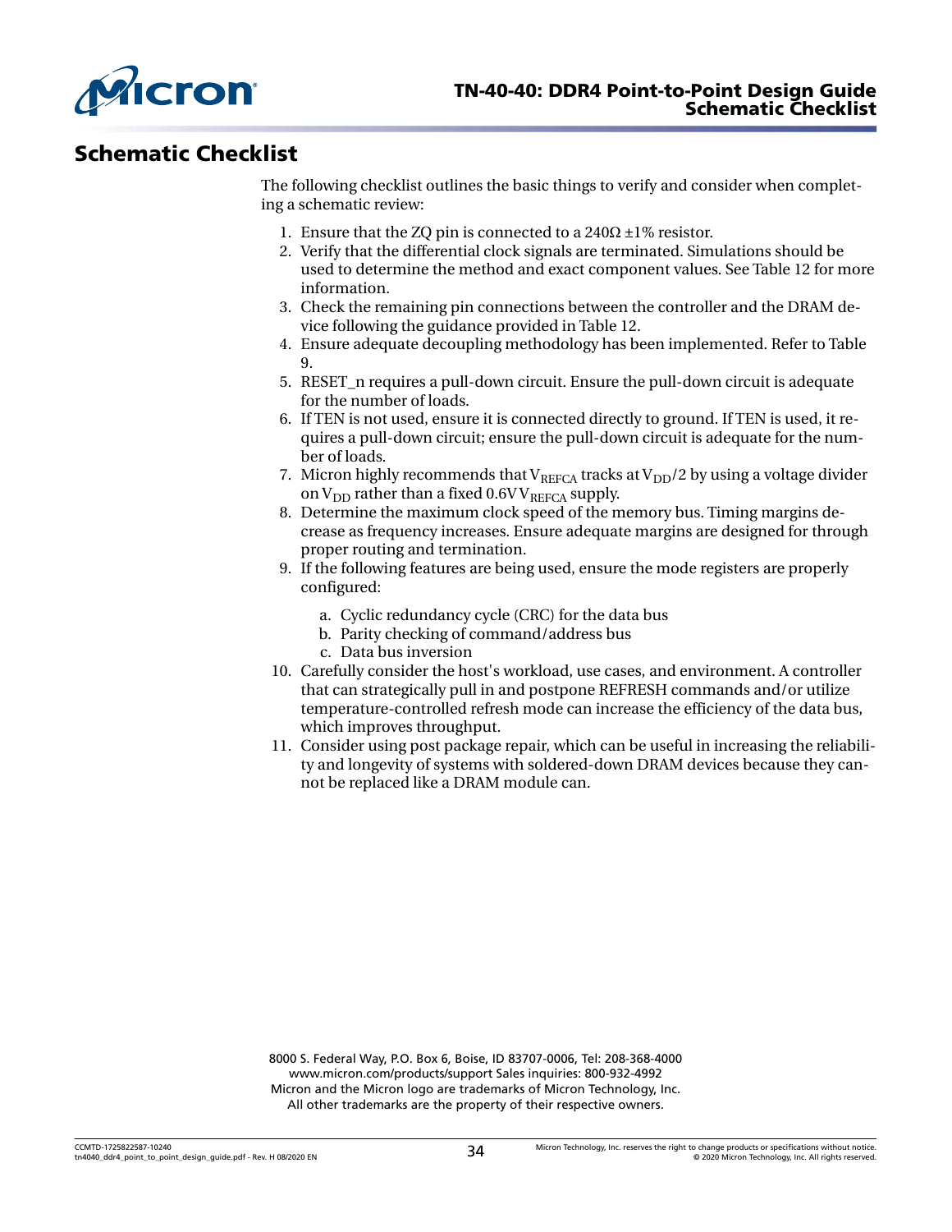# Schematic Checklist

The following checklist outlines the basic things to verify and consider when completing a schematic review:

1. Ensure that the ZQ pin is connected to a 240Ω ±1% resistor.
2. Verify that the differential clock signals are terminated. Simulations should be used to determine the method and exact component values. See Table 12 for more information.
3. Check the remaining pin connections between the controller and the DRAM device following the guidance provided in Table 12.
4. Ensure adequate decoupling methodology has been implemented. Refer to Table 9.
5. RESET_n requires a pull-down circuit. Ensure the pull-down circuit is adequate for the number of loads.
6. If TEN is not used, ensure it is connected directly to ground. If TEN is used, it requires a pull-down circuit; ensure the pull-down circuit is adequate for the number of loads.
7. Micron highly recommends that $V_{REFCA}$ tracks at $V_{DD}/2$ by using a voltage divider on $V_{DD}$ rather than a fixed 0.6V $V_{REFCA}$ supply.
8. Determine the maximum clock speed of the memory bus. Timing margins decrease as frequency increases. Ensure adequate margins are designed for through proper routing and termination.
9. If the following features are being used, ensure the mode registers are properly configured:
   a. Cyclic redundancy cycle (CRC) for the data bus
   b. Parity checking of command/address bus
   c. Data bus inversion
10. Carefully consider the host's workload, use cases, and environment. A controller that can strategically pull in and postpone REFRESH commands and/or utilize temperature-controlled refresh mode can increase the efficiency of the data bus, which improves throughput.
11. Consider using post package repair, which can be useful in increasing the reliability and longevity of systems with soldered-down DRAM devices because they cannot be replaced like a DRAM module can.

8000 S. Federal Way, P.O. Box 6, Boise, ID 83707-0006, Tel: 208-368-4000
www.micron.com/products/support Sales inquiries: 800-932-4992
Micron and the Micron logo are trademarks of Micron Technology, Inc.
All other trademarks are the property of their respective owners.